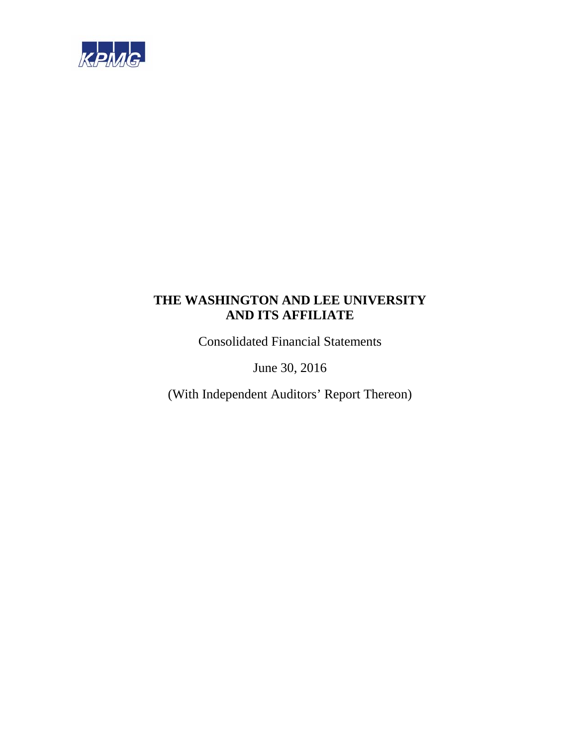KPMG

# THE WASHINGTON AND LEE UNIVERSITY AND ITS AFFILIATE

Consolidated Financial Statements

June 30, 2016

(With Independent Auditors' Report Thereon)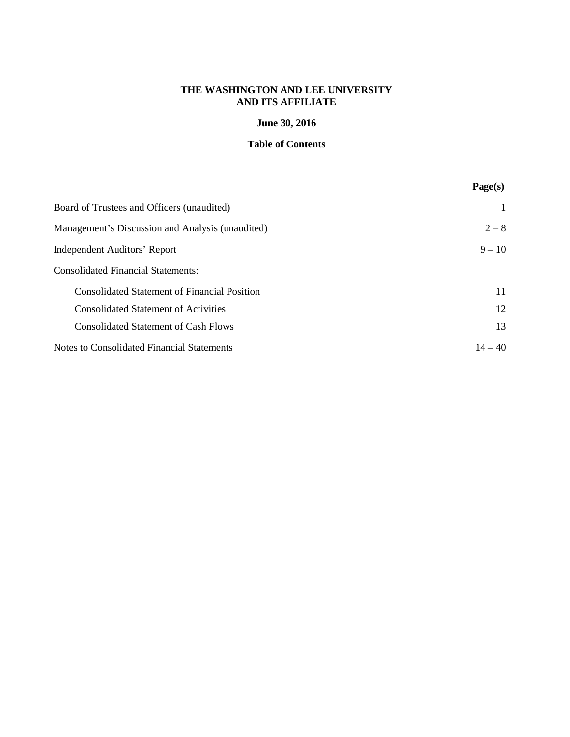**THE WASHINGTON AND LEE UNIVERSITY**
**AND ITS AFFILIATE**

**June 30, 2016**

**Table of Contents**

| | Page(s) |
|---|---|
| Board of Trustees and Officers (unaudited) | 1 |
| Management's Discussion and Analysis (unaudited) | 2 – 8 |
| Independent Auditors' Report | 9 – 10 |
| Consolidated Financial Statements: | |
| Consolidated Statement of Financial Position | 11 |
| Consolidated Statement of Activities | 12 |
| Consolidated Statement of Cash Flows | 13 |
| Notes to Consolidated Financial Statements | 14 – 40 |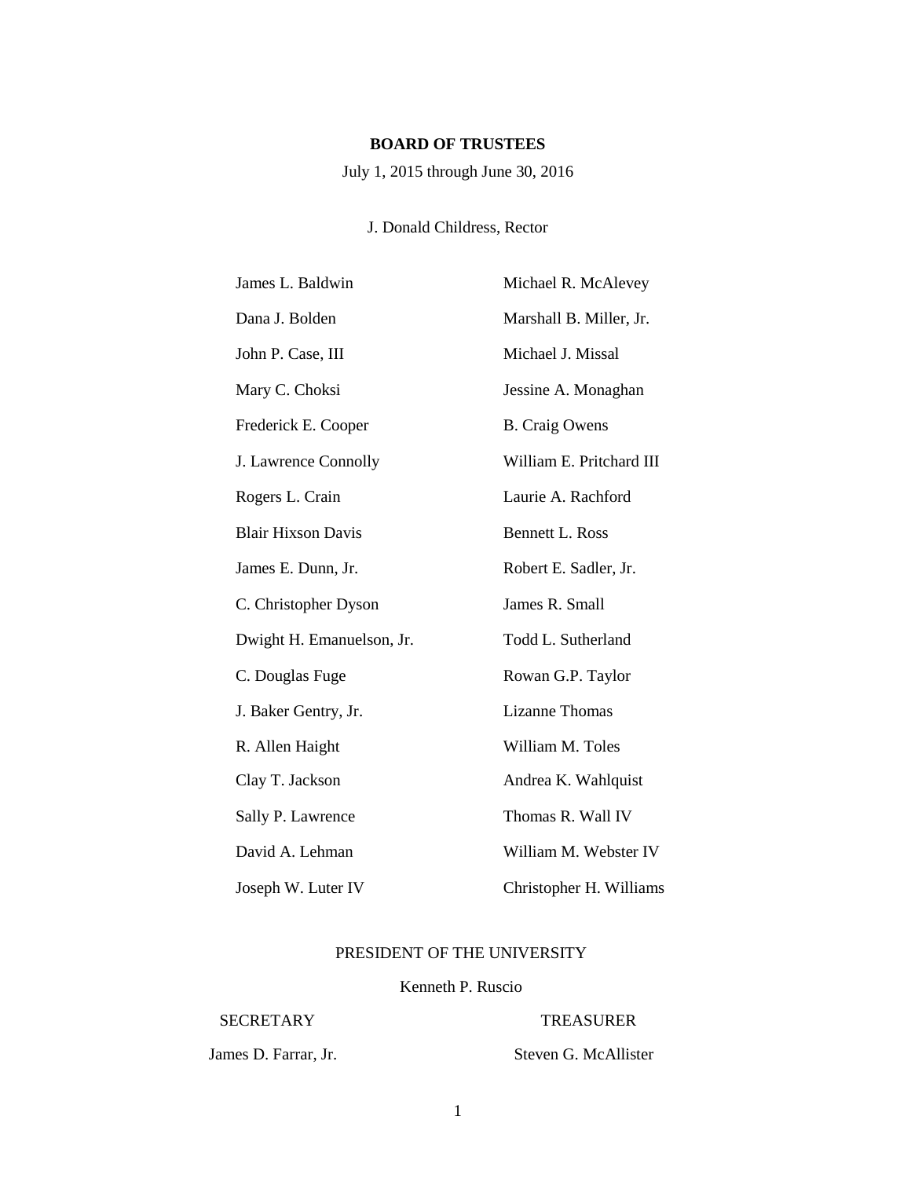# BOARD OF TRUSTEES

July 1, 2015 through June 30, 2016

J. Donald Childress, Rector

James L. Baldwin

Dana J. Bolden

John P. Case, III

Mary C. Choksi

Frederick E. Cooper

J. Lawrence Connolly

Rogers L. Crain

Blair Hixson Davis

James E. Dunn, Jr.

C. Christopher Dyson

Dwight H. Emanuelson, Jr.

C. Douglas Fuge

J. Baker Gentry, Jr.

R. Allen Haight

Clay T. Jackson

Sally P. Lawrence

David A. Lehman

Joseph W. Luter IV

Michael R. McAlevey

Marshall B. Miller, Jr.

Michael J. Missal

Jessine A. Monaghan

B. Craig Owens

William E. Pritchard III

Laurie A. Rachford

Bennett L. Ross

Robert E. Sadler, Jr.

James R. Small

Todd L. Sutherland

Rowan G.P. Taylor

Lizanne Thomas

William M. Toles

Andrea K. Wahlquist

Thomas R. Wall IV

William M. Webster IV

Christopher H. Williams

PRESIDENT OF THE UNIVERSITY

Kenneth P. Ruscio

SECRETARY

James D. Farrar, Jr.

TREASURER

Steven G. McAllister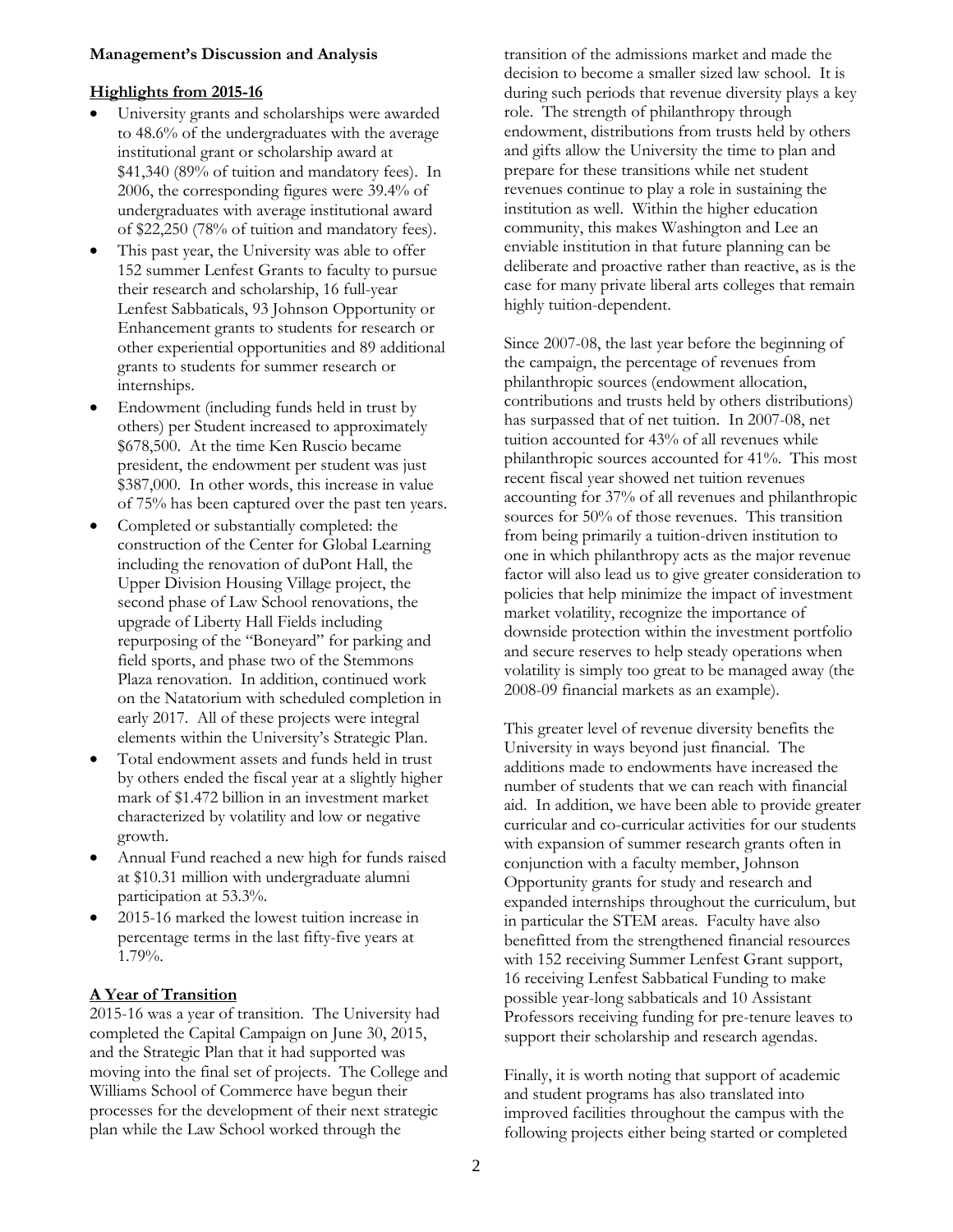**Management's Discussion and Analysis**

**Highlights from 2015-16**

- University grants and scholarships were awarded to 48.6% of the undergraduates with the average institutional grant or scholarship award at $41,340 (89% of tuition and mandatory fees). In 2006, the corresponding figures were 39.4% of undergraduates with average institutional award of $22,250 (78% of tuition and mandatory fees).
- This past year, the University was able to offer 152 summer Lenfest Grants to faculty to pursue their research and scholarship, 16 full-year Lenfest Sabbaticals, 93 Johnson Opportunity or Enhancement grants to students for research or other experiential opportunities and 89 additional grants to students for summer research or internships.
- Endowment (including funds held in trust by others) per Student increased to approximately $678,500. At the time Ken Ruscio became president, the endowment per student was just $387,000. In other words, this increase in value of 75% has been captured over the past ten years.
- Completed or substantially completed: the construction of the Center for Global Learning including the renovation of duPont Hall, the Upper Division Housing Village project, the second phase of Law School renovations, the upgrade of Liberty Hall Fields including repurposing of the "Boneyard" for parking and field sports, and phase two of the Stemmons Plaza renovation. In addition, continued work on the Natatorium with scheduled completion in early 2017. All of these projects were integral elements within the University's Strategic Plan.
- Total endowment assets and funds held in trust by others ended the fiscal year at a slightly higher mark of $1.472 billion in an investment market characterized by volatility and low or negative growth.
- Annual Fund reached a new high for funds raised at $10.31 million with undergraduate alumni participation at 53.3%.
- 2015-16 marked the lowest tuition increase in percentage terms in the last fifty-five years at 1.79%.

**A Year of Transition**

2015-16 was a year of transition. The University had completed the Capital Campaign on June 30, 2015, and the Strategic Plan that it had supported was moving into the final set of projects. The College and Williams School of Commerce have begun their processes for the development of their next strategic plan while the Law School worked through the transition of the admissions market and made the decision to become a smaller sized law school. It is during such periods that revenue diversity plays a key role. The strength of philanthropy through endowment, distributions from trusts held by others and gifts allow the University the time to plan and prepare for these transitions while net student revenues continue to play a role in sustaining the institution as well. Within the higher education community, this makes Washington and Lee an enviable institution in that future planning can be deliberate and proactive rather than reactive, as is the case for many private liberal arts colleges that remain highly tuition-dependent.

Since 2007-08, the last year before the beginning of the campaign, the percentage of revenues from philanthropic sources (endowment allocation, contributions and trusts held by others distributions) has surpassed that of net tuition. In 2007-08, net tuition accounted for 43% of all revenues while philanthropic sources accounted for 41%. This most recent fiscal year showed net tuition revenues accounting for 37% of all revenues and philanthropic sources for 50% of those revenues. This transition from being primarily a tuition-driven institution to one in which philanthropy acts as the major revenue factor will also lead us to give greater consideration to policies that help minimize the impact of investment market volatility, recognize the importance of downside protection within the investment portfolio and secure reserves to help steady operations when volatility is simply too great to be managed away (the 2008-09 financial markets as an example).

This greater level of revenue diversity benefits the University in ways beyond just financial. The additions made to endowments have increased the number of students that we can reach with financial aid. In addition, we have been able to provide greater curricular and co-curricular activities for our students with expansion of summer research grants often in conjunction with a faculty member, Johnson Opportunity grants for study and research and expanded internships throughout the curriculum, but in particular the STEM areas. Faculty have also benefitted from the strengthened financial resources with 152 receiving Summer Lenfest Grant support, 16 receiving Lenfest Sabbatical Funding to make possible year-long sabbaticals and 10 Assistant Professors receiving funding for pre-tenure leaves to support their scholarship and research agendas.

Finally, it is worth noting that support of academic and student programs has also translated into improved facilities throughout the campus with the following projects either being started or completed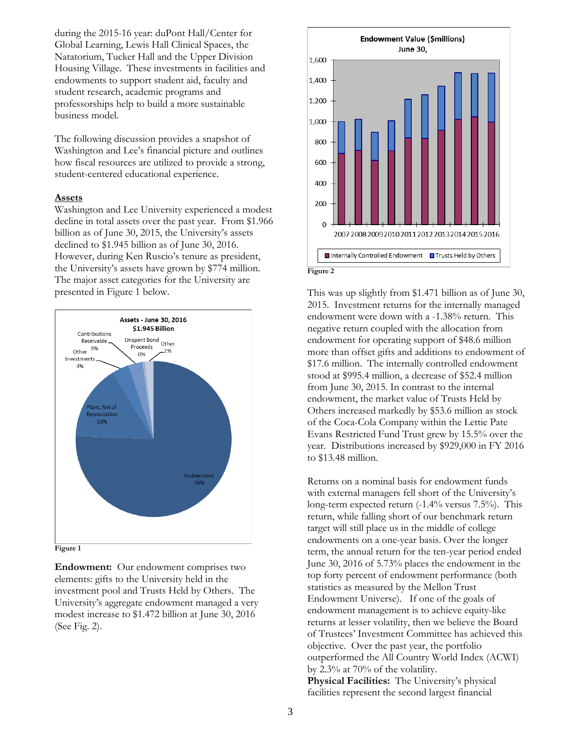during the 2015-16 year: duPont Hall/Center for Global Learning, Lewis Hall Clinical Spaces, the Natatorium, Tucker Hall and the Upper Division Housing Village. These investments in facilities and endowments to support student aid, faculty and student research, academic programs and professorships help to build a more sustainable business model.

The following discussion provides a snapshot of Washington and Lee's financial picture and outlines how fiscal resources are utilized to provide a strong, student-centered educational experience.

**Assets**

Washington and Lee University experienced a modest decline in total assets over the past year. From $1.966 billion as of June 30, 2015, the University's assets declined to $1.945 billion as of June 30, 2016. However, during Ken Ruscio's tenure as president, the University's assets have grown by $774 million. The major asset categories for the University are presented in Figure 1 below.

Figure 1

**Endowment:** Our endowment comprises two elements: gifts to the University held in the investment pool and Trusts Held by Others. The University's aggregate endowment managed a very modest increase to $1.472 billion at June 30, 2016 (See Fig. 2).

Figure 2

This was up slightly from $1.471 billion as of June 30, 2015. Investment returns for the internally managed endowment were down with a -1.38% return. This negative return coupled with the allocation from endowment for operating support of $48.6 million more than offset gifts and additions to endowment of $17.6 million. The internally controlled endowment stood at $995.4 million, a decrease of $52.4 million from June 30, 2015. In contrast to the internal endowment, the market value of Trusts Held by Others increased markedly by $53.6 million as stock of the Coca-Cola Company within the Lettie Pate Evans Restricted Fund Trust grew by 15.5% over the year. Distributions increased by $929,000 in FY 2016 to $13.48 million.

Returns on a nominal basis for endowment funds with external managers fell short of the University's long-term expected return (-1.4% versus 7.5%). This return, while falling short of our benchmark return target will still place us in the middle of college endowments on a one-year basis. Over the longer term, the annual return for the ten-year period ended June 30, 2016 of 5.73% places the endowment in the top forty percent of endowment performance (both statistics as measured by the Mellon Trust Endowment Universe). If one of the goals of endowment management is to achieve equity-like returns at lesser volatility, then we believe the Board of Trustees' Investment Committee has achieved this objective. Over the past year, the portfolio outperformed the All Country World Index (ACWI) by 2.3% at 70% of the volatility.

**Physical Facilities:** The University's physical facilities represent the second largest financial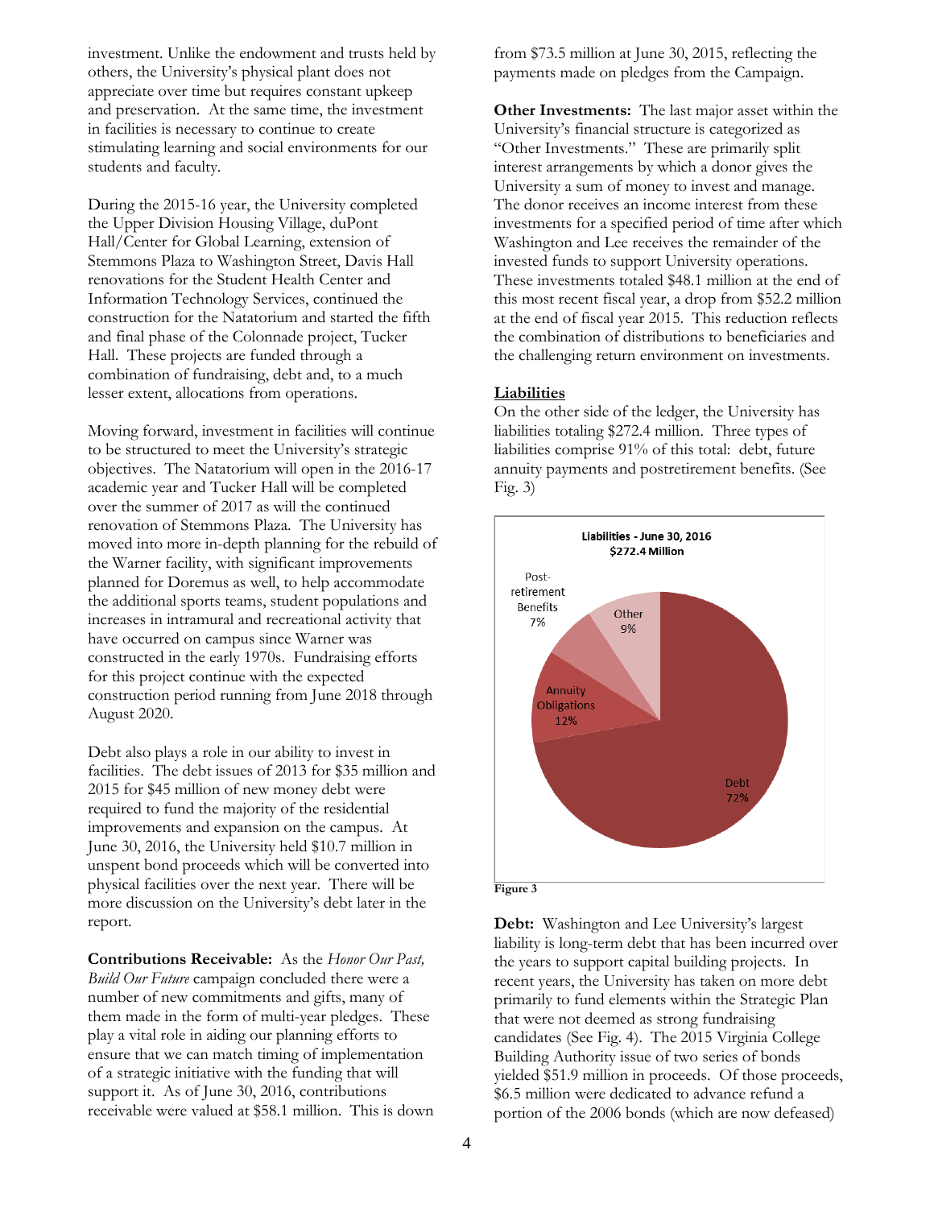investment. Unlike the endowment and trusts held by others, the University's physical plant does not appreciate over time but requires constant upkeep and preservation. At the same time, the investment in facilities is necessary to continue to create stimulating learning and social environments for our students and faculty.

During the 2015-16 year, the University completed the Upper Division Housing Village, duPont Hall/Center for Global Learning, extension of Stemmons Plaza to Washington Street, Davis Hall renovations for the Student Health Center and Information Technology Services, continued the construction for the Natatorium and started the fifth and final phase of the Colonnade project, Tucker Hall. These projects are funded through a combination of fundraising, debt and, to a much lesser extent, allocations from operations.

Moving forward, investment in facilities will continue to be structured to meet the University's strategic objectives. The Natatorium will open in the 2016-17 academic year and Tucker Hall will be completed over the summer of 2017 as will the continued renovation of Stemmons Plaza. The University has moved into more in-depth planning for the rebuild of the Warner facility, with significant improvements planned for Doremus as well, to help accommodate the additional sports teams, student populations and increases in intramural and recreational activity that have occurred on campus since Warner was constructed in the early 1970s. Fundraising efforts for this project continue with the expected construction period running from June 2018 through August 2020.

Debt also plays a role in our ability to invest in facilities. The debt issues of 2013 for $35 million and 2015 for $45 million of new money debt were required to fund the majority of the residential improvements and expansion on the campus. At June 30, 2016, the University held $10.7 million in unspent bond proceeds which will be converted into physical facilities over the next year. There will be more discussion on the University's debt later in the report.

**Contributions Receivable:** As the *Honor Our Past, Build Our Future* campaign concluded there were a number of new commitments and gifts, many of them made in the form of multi-year pledges. These play a vital role in aiding our planning efforts to ensure that we can match timing of implementation of a strategic initiative with the funding that will support it. As of June 30, 2016, contributions receivable were valued at $58.1 million. This is down from $73.5 million at June 30, 2015, reflecting the payments made on pledges from the Campaign.

**Other Investments:** The last major asset within the University's financial structure is categorized as "Other Investments." These are primarily split interest arrangements by which a donor gives the University a sum of money to invest and manage. The donor receives an income interest from these investments for a specified period of time after which Washington and Lee receives the remainder of the invested funds to support University operations. These investments totaled $48.1 million at the end of this most recent fiscal year, a drop from $52.2 million at the end of fiscal year 2015. This reduction reflects the combination of distributions to beneficiaries and the challenging return environment on investments.

**Liabilities**

On the other side of the ledger, the University has liabilities totaling $272.4 million. Three types of liabilities comprise 91% of this total: debt, future annuity payments and postretirement benefits. (See Fig. 3)

**Liabilities - June 30, 2016**
**$272.4 Million**

| Category | Percent |
|---|---|
| Debt | 72% |
| Annuity Obligations | 12% |
| Post-retirement Benefits | 7% |
| Other | 9% |

Figure 3

**Debt:** Washington and Lee University's largest liability is long-term debt that has been incurred over the years to support capital building projects. In recent years, the University has taken on more debt primarily to fund elements within the Strategic Plan that were not deemed as strong fundraising candidates (See Fig. 4). The 2015 Virginia College Building Authority issue of two series of bonds yielded $51.9 million in proceeds. Of those proceeds, $6.5 million were dedicated to advance refund a portion of the 2006 bonds (which are now defeased)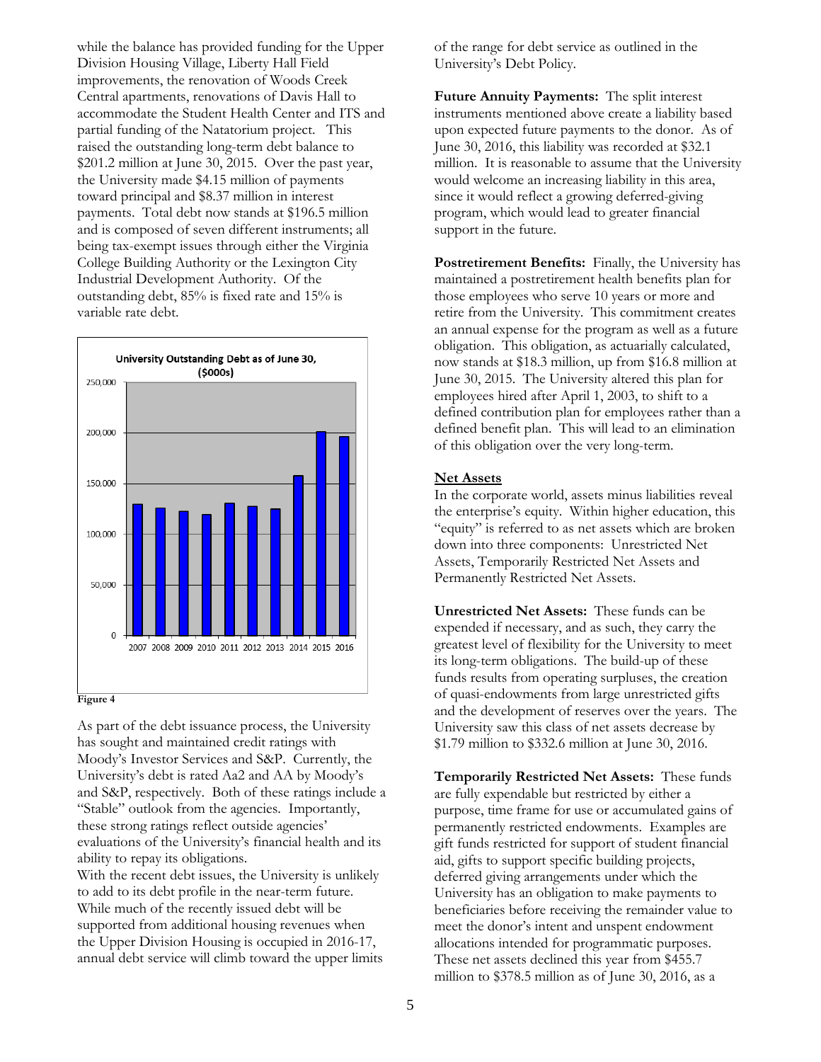while the balance has provided funding for the Upper Division Housing Village, Liberty Hall Field improvements, the renovation of Woods Creek Central apartments, renovations of Davis Hall to accommodate the Student Health Center and ITS and partial funding of the Natatorium project. This raised the outstanding long-term debt balance to \$201.2 million at June 30, 2015. Over the past year, the University made \$4.15 million of payments toward principal and \$8.37 million in interest payments. Total debt now stands at \$196.5 million and is composed of seven different instruments; all being tax-exempt issues through either the Virginia College Building Authority or the Lexington City Industrial Development Authority. Of the outstanding debt, 85% is fixed rate and 15% is variable rate debt.

**Figure 4**

As part of the debt issuance process, the University has sought and maintained credit ratings with Moody's Investor Services and S&P. Currently, the University's debt is rated Aa2 and AA by Moody's and S&P, respectively. Both of these ratings include a "Stable" outlook from the agencies. Importantly, these strong ratings reflect outside agencies' evaluations of the University's financial health and its ability to repay its obligations.

With the recent debt issues, the University is unlikely to add to its debt profile in the near-term future. While much of the recently issued debt will be supported from additional housing revenues when the Upper Division Housing is occupied in 2016-17, annual debt service will climb toward the upper limits of the range for debt service as outlined in the University's Debt Policy.

**Future Annuity Payments:** The split interest instruments mentioned above create a liability based upon expected future payments to the donor. As of June 30, 2016, this liability was recorded at \$32.1 million. It is reasonable to assume that the University would welcome an increasing liability in this area, since it would reflect a growing deferred-giving program, which would lead to greater financial support in the future.

**Postretirement Benefits:** Finally, the University has maintained a postretirement health benefits plan for those employees who serve 10 years or more and retire from the University. This commitment creates an annual expense for the program as well as a future obligation. This obligation, as actuarially calculated, now stands at \$18.3 million, up from \$16.8 million at June 30, 2015. The University altered this plan for employees hired after April 1, 2003, to shift to a defined contribution plan for employees rather than a defined benefit plan. This will lead to an elimination of this obligation over the very long-term.

## Net Assets

In the corporate world, assets minus liabilities reveal the enterprise's equity. Within higher education, this "equity" is referred to as net assets which are broken down into three components: Unrestricted Net Assets, Temporarily Restricted Net Assets and Permanently Restricted Net Assets.

**Unrestricted Net Assets:** These funds can be expended if necessary, and as such, they carry the greatest level of flexibility for the University to meet its long-term obligations. The build-up of these funds results from operating surpluses, the creation of quasi-endowments from large unrestricted gifts and the development of reserves over the years. The University saw this class of net assets decrease by \$1.79 million to \$332.6 million at June 30, 2016.

**Temporarily Restricted Net Assets:** These funds are fully expendable but restricted by either a purpose, time frame for use or accumulated gains of permanently restricted endowments. Examples are gift funds restricted for support of student financial aid, gifts to support specific building projects, deferred giving arrangements under which the University has an obligation to make payments to beneficiaries before receiving the remainder value to meet the donor's intent and unspent endowment allocations intended for programmatic purposes. These net assets declined this year from \$455.7 million to \$378.5 million as of June 30, 2016, as a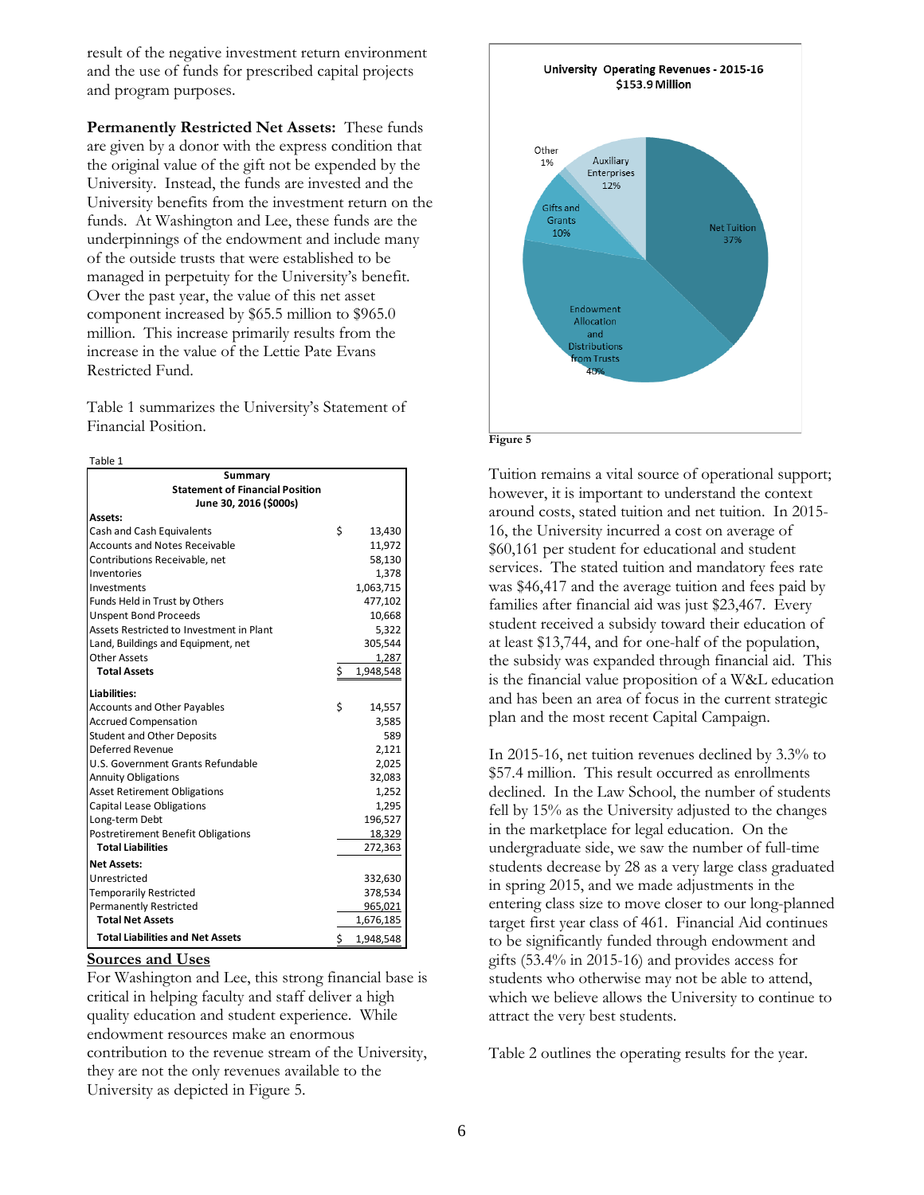result of the negative investment return environment and the use of funds for prescribed capital projects and program purposes.

**Permanently Restricted Net Assets:** These funds are given by a donor with the express condition that the original value of the gift not be expended by the University. Instead, the funds are invested and the University benefits from the investment return on the funds. At Washington and Lee, these funds are the underpinnings of the endowment and include many of the outside trusts that were established to be managed in perpetuity for the University's benefit. Over the past year, the value of this net asset component increased by $65.5 million to $965.0 million. This increase primarily results from the increase in the value of the Lettie Pate Evans Restricted Fund.

Table 1 summarizes the University's Statement of Financial Position.

Table 1

| Summary<br>Statement of Financial Position<br>June 30, 2016 ($000s) | |
|---|---|
| **Assets:** | |
| Cash and Cash Equivalents | $ 13,430 |
| Accounts and Notes Receivable | 11,972 |
| Contributions Receivable, net | 58,130 |
| Inventories | 1,378 |
| Investments | 1,063,715 |
| Funds Held in Trust by Others | 477,102 |
| Unspent Bond Proceeds | 10,668 |
| Assets Restricted to Investment in Plant | 5,322 |
| Land, Buildings and Equipment, net | 305,544 |
| Other Assets | 1,287 |
| **Total Assets** | $ 1,948,548 |
| **Liabilities:** | |
| Accounts and Other Payables | $ 14,557 |
| Accrued Compensation | 3,585 |
| Student and Other Deposits | 589 |
| Deferred Revenue | 2,121 |
| U.S. Government Grants Refundable | 2,025 |
| Annuity Obligations | 32,083 |
| Asset Retirement Obligations | 1,252 |
| Capital Lease Obligations | 1,295 |
| Long-term Debt | 196,527 |
| Postretirement Benefit Obligations | 18,329 |
| **Total Liabilities** | 272,363 |
| **Net Assets:** | |
| Unrestricted | 332,630 |
| Temporarily Restricted | 378,534 |
| Permanently Restricted | 965,021 |
| **Total Net Assets** | 1,676,185 |
| **Total Liabilities and Net Assets** | $ 1,948,548 |

## Sources and Uses

For Washington and Lee, this strong financial base is critical in helping faculty and staff deliver a high quality education and student experience. While endowment resources make an enormous contribution to the revenue stream of the University, they are not the only revenues available to the University as depicted in Figure 5.

**University Operating Revenues - 2015-16**
**$153.9 Million**

| Source | Share |
|---|---|
| Net Tuition | 37% |
| Endowment Allocation and Distributions from Trusts | 40% |
| Gifts and Grants | 10% |
| Other | 1% |
| Auxiliary Enterprises | 12% |

**Figure 5**

Tuition remains a vital source of operational support; however, it is important to understand the context around costs, stated tuition and net tuition. In 2015-16, the University incurred a cost on average of $60,161 per student for educational and student services. The stated tuition and mandatory fees rate was $46,417 and the average tuition and fees paid by families after financial aid was just $23,467. Every student received a subsidy toward their education of at least $13,744, and for one-half of the population, the subsidy was expanded through financial aid. This is the financial value proposition of a W&L education and has been an area of focus in the current strategic plan and the most recent Capital Campaign.

In 2015-16, net tuition revenues declined by 3.3% to $57.4 million. This result occurred as enrollments declined. In the Law School, the number of students fell by 15% as the University adjusted to the changes in the marketplace for legal education. On the undergraduate side, we saw the number of full-time students decrease by 28 as a very large class graduated in spring 2015, and we made adjustments in the entering class size to move closer to our long-planned target first year class of 461. Financial Aid continues to be significantly funded through endowment and gifts (53.4% in 2015-16) and provides access for students who otherwise may not be able to attend, which we believe allows the University to continue to attract the very best students.

Table 2 outlines the operating results for the year.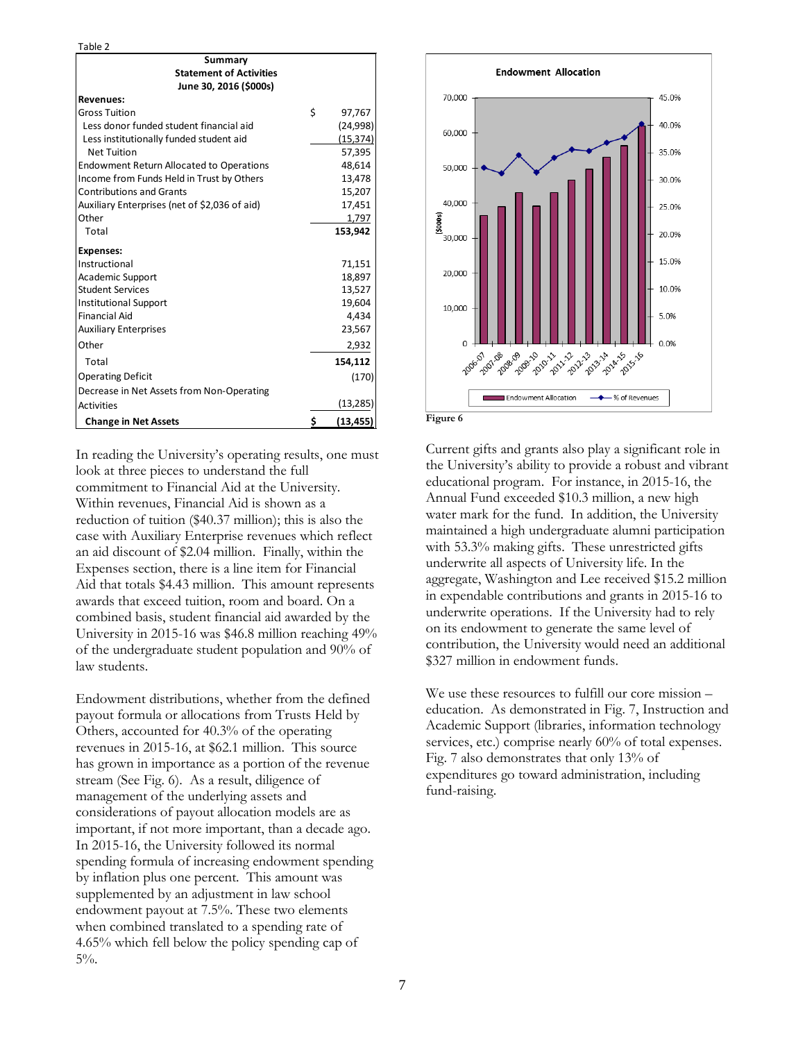Table 2

| Summary Statement of Activities June 30, 2016 ($000s) | |
|---|---|
| **Revenues:** | |
| Gross Tuition | $ 97,767 |
| Less donor funded student financial aid | (24,998) |
| Less institutionally funded student aid | (15,374) |
| Net Tuition | 57,395 |
| Endowment Return Allocated to Operations | 48,614 |
| Income from Funds Held in Trust by Others | 13,478 |
| Contributions and Grants | 15,207 |
| Auxiliary Enterprises (net of $2,036 of aid) | 17,451 |
| Other | 1,797 |
| Total | **153,942** |
| **Expenses:** | |
| Instructional | 71,151 |
| Academic Support | 18,897 |
| Student Services | 13,527 |
| Institutional Support | 19,604 |
| Financial Aid | 4,434 |
| Auxiliary Enterprises | 23,567 |
| Other | 2,932 |
| Total | **154,112** |
| Operating Deficit | (170) |
| Decrease in Net Assets from Non-Operating Activities | (13,285) |
| **Change in Net Assets** | **$ (13,455)** |

In reading the University's operating results, one must look at three pieces to understand the full commitment to Financial Aid at the University. Within revenues, Financial Aid is shown as a reduction of tuition ($40.37 million); this is also the case with Auxiliary Enterprise revenues which reflect an aid discount of $2.04 million. Finally, within the Expenses section, there is a line item for Financial Aid that totals $4.43 million. This amount represents awards that exceed tuition, room and board. On a combined basis, student financial aid awarded by the University in 2015-16 was $46.8 million reaching 49% of the undergraduate student population and 90% of law students.

Endowment distributions, whether from the defined payout formula or allocations from Trusts Held by Others, accounted for 40.3% of the operating revenues in 2015-16, at $62.1 million. This source has grown in importance as a portion of the revenue stream (See Fig. 6). As a result, diligence of management of the underlying assets and considerations of payout allocation models are as important, if not more important, than a decade ago. In 2015-16, the University followed its normal spending formula of increasing endowment spending by inflation plus one percent. This amount was supplemented by an adjustment in law school endowment payout at 7.5%. These two elements when combined translated to a spending rate of 4.65% which fell below the policy spending cap of 5%.

**Endowment Allocation**

| Year | Endowment Allocation ($000s, approx.) | % of Revenues (approx.) |
|---|---|---|
| 2006-07 | 36,500 | 32.5% |
| 2007-08 | 39,000 | 31.3% |
| 2008-09 | 43,000 | 34.7% |
| 2009-10 | 39,000 | 31.7% |
| 2010-11 | 43,000 | 34.2% |
| 2011-12 | 46,500 | 35.6% |
| 2012-13 | 49,500 | 35.2% |
| 2013-14 | 53,000 | 36.8% |
| 2014-15 | 56,000 | 37.8% |
| 2015-16 | 62,000 | 40.3% |

Figure 6

Current gifts and grants also play a significant role in the University's ability to provide a robust and vibrant educational program. For instance, in 2015-16, the Annual Fund exceeded $10.3 million, a new high water mark for the fund. In addition, the University maintained a high undergraduate alumni participation with 53.3% making gifts. These unrestricted gifts underwrite all aspects of University life. In the aggregate, Washington and Lee received $15.2 million in expendable contributions and grants in 2015-16 to underwrite operations. If the University had to rely on its endowment to generate the same level of contribution, the University would need an additional $327 million in endowment funds.

We use these resources to fulfill our core mission – education. As demonstrated in Fig. 7, Instruction and Academic Support (libraries, information technology services, etc.) comprise nearly 60% of total expenses. Fig. 7 also demonstrates that only 13% of expenditures go toward administration, including fund-raising.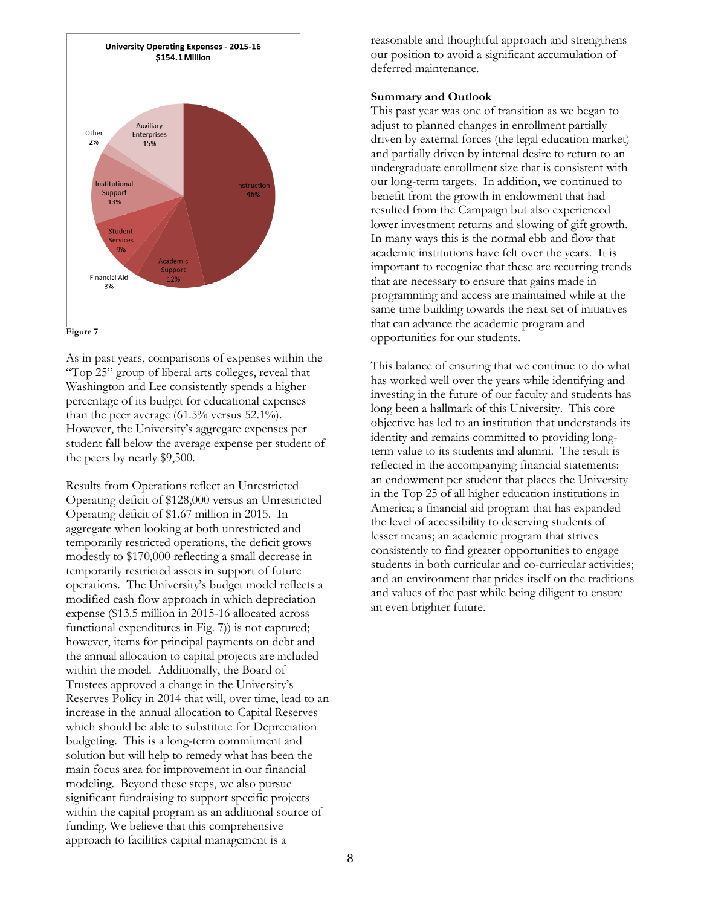**University Operating Expenses - 2015-16**
**$154.1 Million**

| Category | Percentage |
|---|---|
| Instruction | 46% |
| Academic Support | 12% |
| Financial Aid | 3% |
| Student Services | 9% |
| Institutional Support | 13% |
| Other | 2% |
| Auxiliary Enterprises | 15% |

**Figure 7**

As in past years, comparisons of expenses within the "Top 25" group of liberal arts colleges, reveal that Washington and Lee consistently spends a higher percentage of its budget for educational expenses than the peer average (61.5% versus 52.1%). However, the University's aggregate expenses per student fall below the average expense per student of the peers by nearly $9,500.

Results from Operations reflect an Unrestricted Operating deficit of $128,000 versus an Unrestricted Operating deficit of $1.67 million in 2015. In aggregate when looking at both unrestricted and temporarily restricted operations, the deficit grows modestly to $170,000 reflecting a small decrease in temporarily restricted assets in support of future operations. The University's budget model reflects a modified cash flow approach in which depreciation expense ($13.5 million in 2015-16 allocated across functional expenditures in Fig. 7)) is not captured; however, items for principal payments on debt and the annual allocation to capital projects are included within the model. Additionally, the Board of Trustees approved a change in the University's Reserves Policy in 2014 that will, over time, lead to an increase in the annual allocation to Capital Reserves which should be able to substitute for Depreciation budgeting. This is a long-term commitment and solution but will help to remedy what has been the main focus area for improvement in our financial modeling. Beyond these steps, we also pursue significant fundraising to support specific projects within the capital program as an additional source of funding. We believe that this comprehensive approach to facilities capital management is a reasonable and thoughtful approach and strengthens our position to avoid a significant accumulation of deferred maintenance.

**Summary and Outlook**

This past year was one of transition as we began to adjust to planned changes in enrollment partially driven by external forces (the legal education market) and partially driven by internal desire to return to an undergraduate enrollment size that is consistent with our long-term targets. In addition, we continued to benefit from the growth in endowment that had resulted from the Campaign but also experienced lower investment returns and slowing of gift growth. In many ways this is the normal ebb and flow that academic institutions have felt over the years. It is important to recognize that these are recurring trends that are necessary to ensure that gains made in programming and access are maintained while at the same time building towards the next set of initiatives that can advance the academic program and opportunities for our students.

This balance of ensuring that we continue to do what has worked well over the years while identifying and investing in the future of our faculty and students has long been a hallmark of this University. This core objective has led to an institution that understands its identity and remains committed to providing long-term value to its students and alumni. The result is reflected in the accompanying financial statements: an endowment per student that places the University in the Top 25 of all higher education institutions in America; a financial aid program that has expanded the level of accessibility to deserving students of lesser means; an academic program that strives consistently to find greater opportunities to engage students in both curricular and co-curricular activities; and an environment that prides itself on the traditions and values of the past while being diligent to ensure an even brighter future.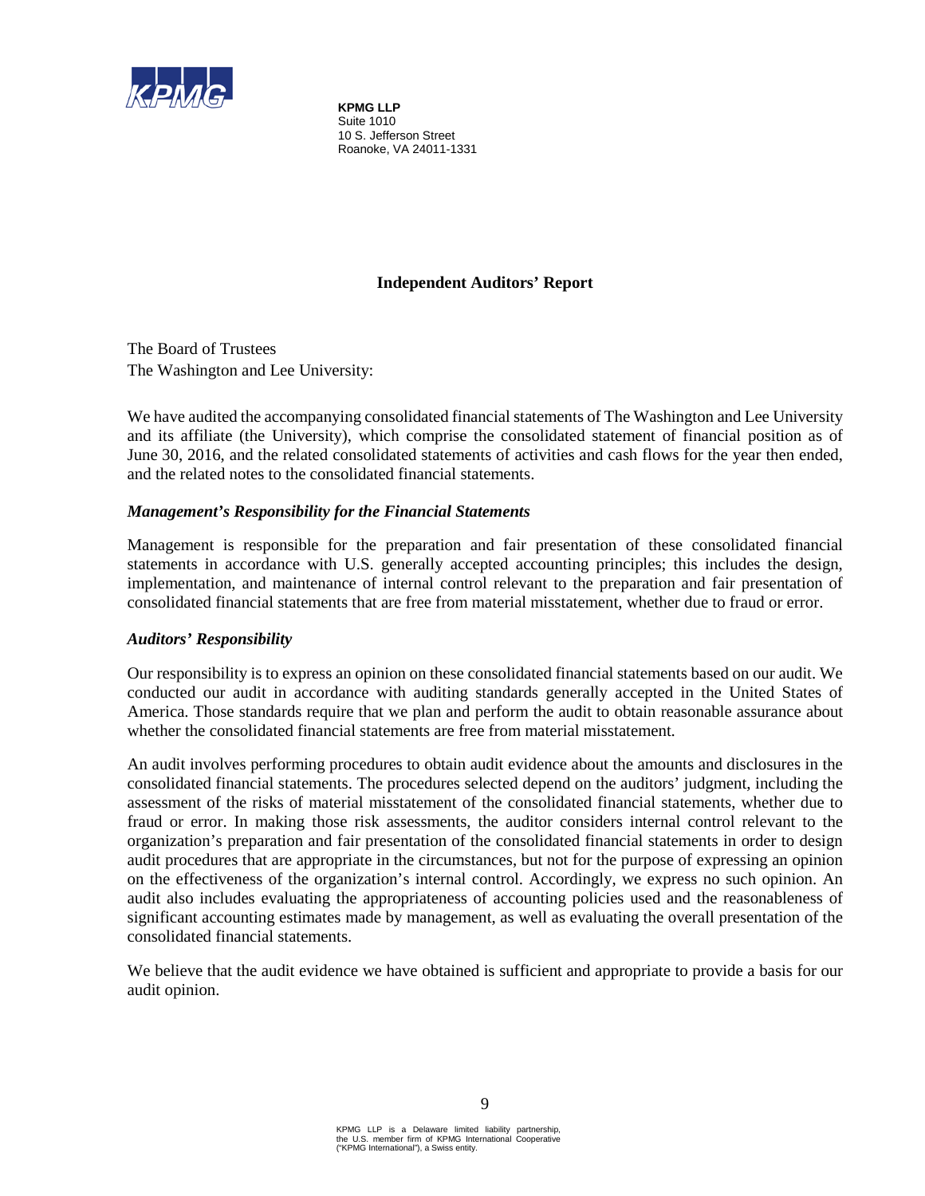**KPMG LLP**
Suite 1010
10 S. Jefferson Street
Roanoke, VA 24011-1331

## Independent Auditors' Report

The Board of Trustees
The Washington and Lee University:

We have audited the accompanying consolidated financial statements of The Washington and Lee University and its affiliate (the University), which comprise the consolidated statement of financial position as of June 30, 2016, and the related consolidated statements of activities and cash flows for the year then ended, and the related notes to the consolidated financial statements.

### *Management's Responsibility for the Financial Statements*

Management is responsible for the preparation and fair presentation of these consolidated financial statements in accordance with U.S. generally accepted accounting principles; this includes the design, implementation, and maintenance of internal control relevant to the preparation and fair presentation of consolidated financial statements that are free from material misstatement, whether due to fraud or error.

### *Auditors' Responsibility*

Our responsibility is to express an opinion on these consolidated financial statements based on our audit. We conducted our audit in accordance with auditing standards generally accepted in the United States of America. Those standards require that we plan and perform the audit to obtain reasonable assurance about whether the consolidated financial statements are free from material misstatement.

An audit involves performing procedures to obtain audit evidence about the amounts and disclosures in the consolidated financial statements. The procedures selected depend on the auditors' judgment, including the assessment of the risks of material misstatement of the consolidated financial statements, whether due to fraud or error. In making those risk assessments, the auditor considers internal control relevant to the organization's preparation and fair presentation of the consolidated financial statements in order to design audit procedures that are appropriate in the circumstances, but not for the purpose of expressing an opinion on the effectiveness of the organization's internal control. Accordingly, we express no such opinion. An audit also includes evaluating the appropriateness of accounting policies used and the reasonableness of significant accounting estimates made by management, as well as evaluating the overall presentation of the consolidated financial statements.

We believe that the audit evidence we have obtained is sufficient and appropriate to provide a basis for our audit opinion.

KPMG LLP is a Delaware limited liability partnership, the U.S. member firm of KPMG International Cooperative ("KPMG International"), a Swiss entity.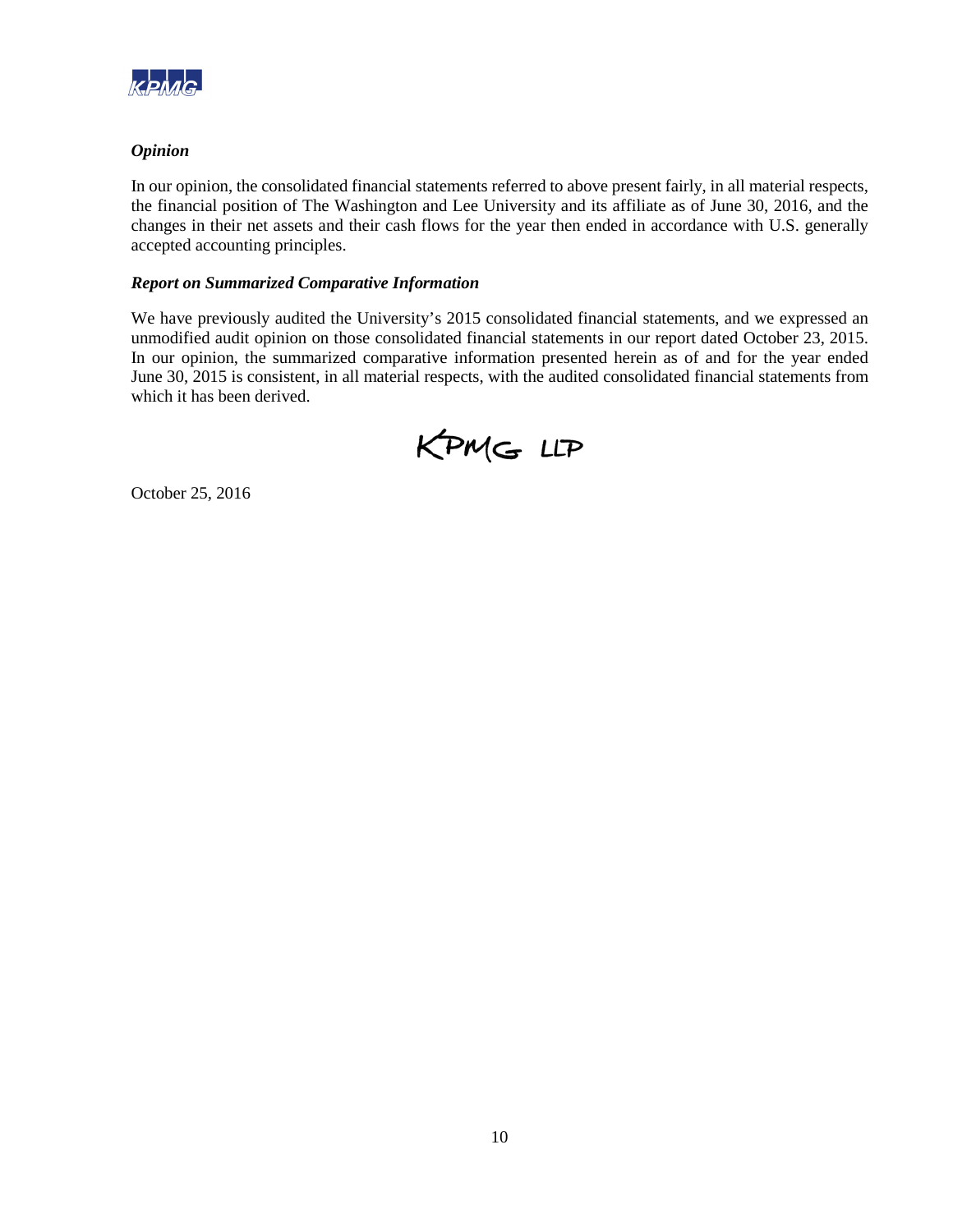### *Opinion*

In our opinion, the consolidated financial statements referred to above present fairly, in all material respects, the financial position of The Washington and Lee University and its affiliate as of June 30, 2016, and the changes in their net assets and their cash flows for the year then ended in accordance with U.S. generally accepted accounting principles.

### *Report on Summarized Comparative Information*

We have previously audited the University's 2015 consolidated financial statements, and we expressed an unmodified audit opinion on those consolidated financial statements in our report dated October 23, 2015. In our opinion, the summarized comparative information presented herein as of and for the year ended June 30, 2015 is consistent, in all material respects, with the audited consolidated financial statements from which it has been derived.

KPMG LLP

October 25, 2016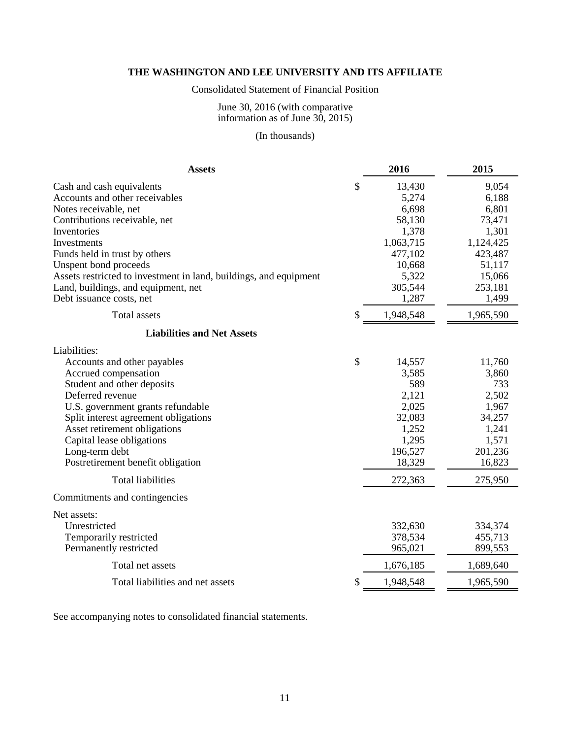# THE WASHINGTON AND LEE UNIVERSITY AND ITS AFFILIATE

Consolidated Statement of Financial Position

June 30, 2016 (with comparative information as of June 30, 2015)

(In thousands)

| **Assets** | | **2016** | **2015** |
|---|---|---|---|
| Cash and cash equivalents | $ | 13,430 | 9,054 |
| Accounts and other receivables | | 5,274 | 6,188 |
| Notes receivable, net | | 6,698 | 6,801 |
| Contributions receivable, net | | 58,130 | 73,471 |
| Inventories | | 1,378 | 1,301 |
| Investments | | 1,063,715 | 1,124,425 |
| Funds held in trust by others | | 477,102 | 423,487 |
| Unspent bond proceeds | | 10,668 | 51,117 |
| Assets restricted to investment in land, buildings, and equipment | | 5,322 | 15,066 |
| Land, buildings, and equipment, net | | 305,544 | 253,181 |
| Debt issuance costs, net | | 1,287 | 1,499 |
| Total assets | $ | 1,948,548 | 1,965,590 |
| **Liabilities and Net Assets** | | | |
| Liabilities: | | | |
| Accounts and other payables | $ | 14,557 | 11,760 |
| Accrued compensation | | 3,585 | 3,860 |
| Student and other deposits | | 589 | 733 |
| Deferred revenue | | 2,121 | 2,502 |
| U.S. government grants refundable | | 2,025 | 1,967 |
| Split interest agreement obligations | | 32,083 | 34,257 |
| Asset retirement obligations | | 1,252 | 1,241 |
| Capital lease obligations | | 1,295 | 1,571 |
| Long-term debt | | 196,527 | 201,236 |
| Postretirement benefit obligation | | 18,329 | 16,823 |
| Total liabilities | | 272,363 | 275,950 |
| Commitments and contingencies | | | |
| Net assets: | | | |
| Unrestricted | | 332,630 | 334,374 |
| Temporarily restricted | | 378,534 | 455,713 |
| Permanently restricted | | 965,021 | 899,553 |
| Total net assets | | 1,676,185 | 1,689,640 |
| Total liabilities and net assets | $ | 1,948,548 | 1,965,590 |

See accompanying notes to consolidated financial statements.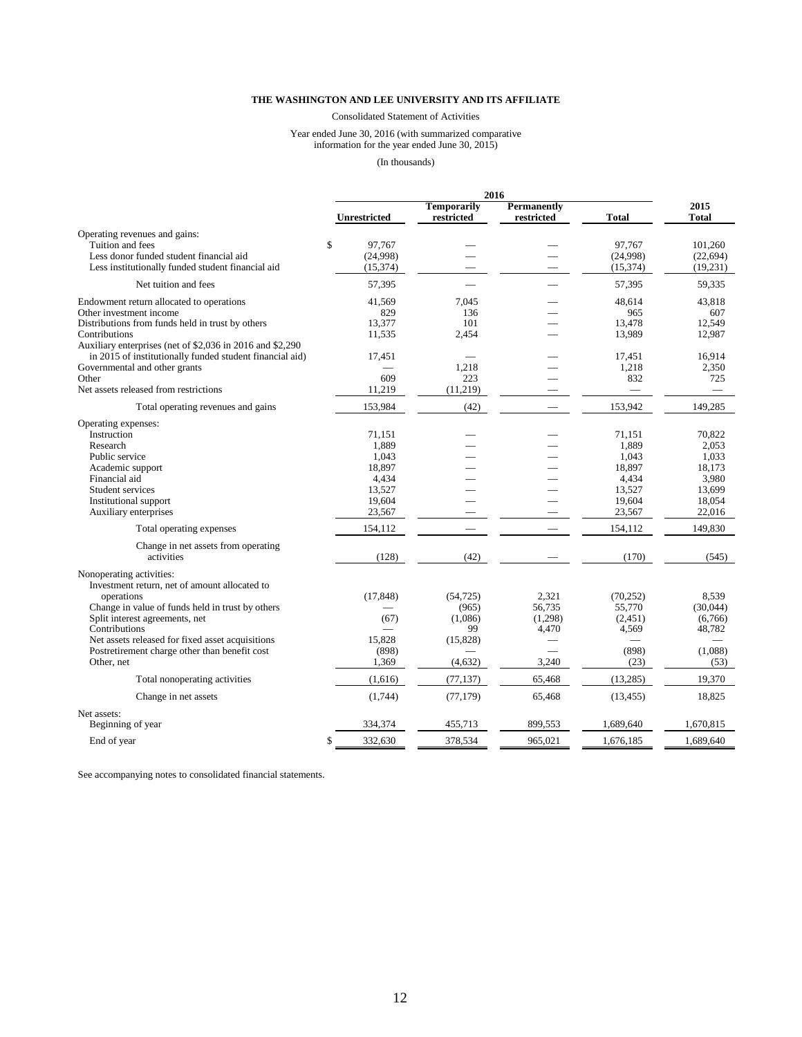**THE WASHINGTON AND LEE UNIVERSITY AND ITS AFFILIATE**

Consolidated Statement of Activities

Year ended June 30, 2016 (with summarized comparative information for the year ended June 30, 2015)

(In thousands)

| | 2016 | | | | 2015 |
|---|---|---|---|---|---|
| | Unrestricted | Temporarily restricted | Permanently restricted | Total | 2015 Total |
| Operating revenues and gains: | | | | | |
| Tuition and fees | $ 97,767 | — | — | 97,767 | 101,260 |
| Less donor funded student financial aid | (24,998) | — | — | (24,998) | (22,694) |
| Less institutionally funded student financial aid | (15,374) | — | — | (15,374) | (19,231) |
| Net tuition and fees | 57,395 | — | — | 57,395 | 59,335 |
| Endowment return allocated to operations | 41,569 | 7,045 | — | 48,614 | 43,818 |
| Other investment income | 829 | 136 | — | 965 | 607 |
| Distributions from funds held in trust by others | 13,377 | 101 | — | 13,478 | 12,549 |
| Contributions | 11,535 | 2,454 | — | 13,989 | 12,987 |
| Auxiliary enterprises (net of $2,036 in 2016 and $2,290 in 2015 of institutionally funded student financial aid) | 17,451 | — | — | 17,451 | 16,914 |
| Governmental and other grants | — | 1,218 | — | 1,218 | 2,350 |
| Other | 609 | 223 | — | 832 | 725 |
| Net assets released from restrictions | 11,219 | (11,219) | — | — | — |
| Total operating revenues and gains | 153,984 | (42) | — | 153,942 | 149,285 |
| Operating expenses: | | | | | |
| Instruction | 71,151 | — | — | 71,151 | 70,822 |
| Research | 1,889 | — | — | 1,889 | 2,053 |
| Public service | 1,043 | — | — | 1,043 | 1,033 |
| Academic support | 18,897 | — | — | 18,897 | 18,173 |
| Financial aid | 4,434 | — | — | 4,434 | 3,980 |
| Student services | 13,527 | — | — | 13,527 | 13,699 |
| Institutional support | 19,604 | — | — | 19,604 | 18,054 |
| Auxiliary enterprises | 23,567 | — | — | 23,567 | 22,016 |
| Total operating expenses | 154,112 | — | — | 154,112 | 149,830 |
| Change in net assets from operating activities | (128) | (42) | — | (170) | (545) |
| Nonoperating activities: | | | | | |
| Investment return, net of amount allocated to operations | (17,848) | (54,725) | 2,321 | (70,252) | 8,539 |
| Change in value of funds held in trust by others | — | (965) | 56,735 | 55,770 | (30,044) |
| Split interest agreements, net | (67) | (1,086) | (1,298) | (2,451) | (6,766) |
| Contributions | — | 99 | 4,470 | 4,569 | 48,782 |
| Net assets released for fixed asset acquisitions | 15,828 | (15,828) | — | — | — |
| Postretirement charge other than benefit cost | (898) | — | — | (898) | (1,088) |
| Other, net | 1,369 | (4,632) | 3,240 | (23) | (53) |
| Total nonoperating activities | (1,616) | (77,137) | 65,468 | (13,285) | 19,370 |
| Change in net assets | (1,744) | (77,179) | 65,468 | (13,455) | 18,825 |
| Net assets: | | | | | |
| Beginning of year | 334,374 | 455,713 | 899,553 | 1,689,640 | 1,670,815 |
| End of year | $ 332,630 | 378,534 | 965,021 | 1,676,185 | 1,689,640 |

See accompanying notes to consolidated financial statements.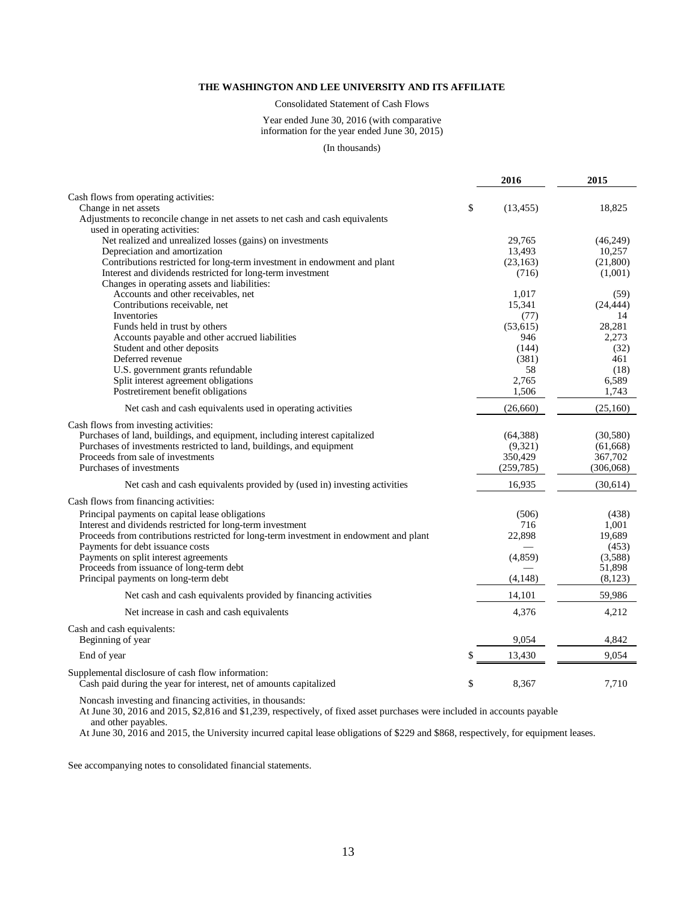**THE WASHINGTON AND LEE UNIVERSITY AND ITS AFFILIATE**

Consolidated Statement of Cash Flows

Year ended June 30, 2016 (with comparative information for the year ended June 30, 2015)

(In thousands)

| | 2016 | 2015 |
|---|---|---|
| Cash flows from operating activities: | | |
| Change in net assets | $ (13,455) | 18,825 |
| Adjustments to reconcile change in net assets to net cash and cash equivalents used in operating activities: | | |
| Net realized and unrealized losses (gains) on investments | 29,765 | (46,249) |
| Depreciation and amortization | 13,493 | 10,257 |
| Contributions restricted for long-term investment in endowment and plant | (23,163) | (21,800) |
| Interest and dividends restricted for long-term investment | (716) | (1,001) |
| Changes in operating assets and liabilities: | | |
| Accounts and other receivables, net | 1,017 | (59) |
| Contributions receivable, net | 15,341 | (24,444) |
| Inventories | (77) | 14 |
| Funds held in trust by others | (53,615) | 28,281 |
| Accounts payable and other accrued liabilities | 946 | 2,273 |
| Student and other deposits | (144) | (32) |
| Deferred revenue | (381) | 461 |
| U.S. government grants refundable | 58 | (18) |
| Split interest agreement obligations | 2,765 | 6,589 |
| Postretirement benefit obligations | 1,506 | 1,743 |
| Net cash and cash equivalents used in operating activities | (26,660) | (25,160) |
| Cash flows from investing activities: | | |
| Purchases of land, buildings, and equipment, including interest capitalized | (64,388) | (30,580) |
| Purchases of investments restricted to land, buildings, and equipment | (9,321) | (61,668) |
| Proceeds from sale of investments | 350,429 | 367,702 |
| Purchases of investments | (259,785) | (306,068) |
| Net cash and cash equivalents provided by (used in) investing activities | 16,935 | (30,614) |
| Cash flows from financing activities: | | |
| Principal payments on capital lease obligations | (506) | (438) |
| Interest and dividends restricted for long-term investment | 716 | 1,001 |
| Proceeds from contributions restricted for long-term investment in endowment and plant | 22,898 | 19,689 |
| Payments for debt issuance costs | — | (453) |
| Payments on split interest agreements | (4,859) | (3,588) |
| Proceeds from issuance of long-term debt | — | 51,898 |
| Principal payments on long-term debt | (4,148) | (8,123) |
| Net cash and cash equivalents provided by financing activities | 14,101 | 59,986 |
| Net increase in cash and cash equivalents | 4,376 | 4,212 |
| Cash and cash equivalents: | | |
| Beginning of year | 9,054 | 4,842 |
| End of year | $ 13,430 | 9,054 |
| Supplemental disclosure of cash flow information: | | |
| Cash paid during the year for interest, net of amounts capitalized | $ 8,367 | 7,710 |

Noncash investing and financing activities, in thousands:

At June 30, 2016 and 2015, $2,816 and $1,239, respectively, of fixed asset purchases were included in accounts payable and other payables.

At June 30, 2016 and 2015, the University incurred capital lease obligations of $229 and $868, respectively, for equipment leases.

See accompanying notes to consolidated financial statements.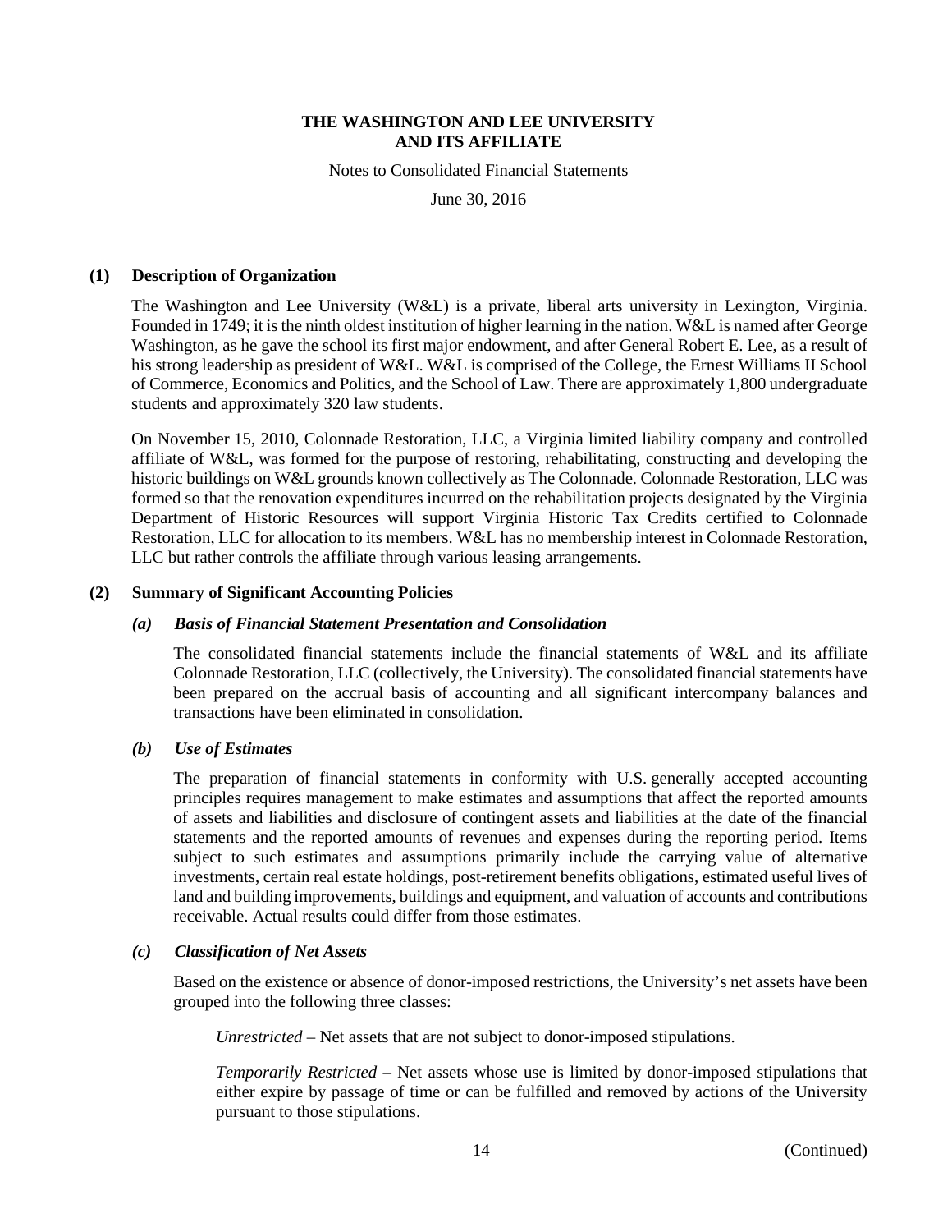# THE WASHINGTON AND LEE UNIVERSITY AND ITS AFFILIATE

Notes to Consolidated Financial Statements

June 30, 2016

## (1) Description of Organization

The Washington and Lee University (W&L) is a private, liberal arts university in Lexington, Virginia. Founded in 1749; it is the ninth oldest institution of higher learning in the nation. W&L is named after George Washington, as he gave the school its first major endowment, and after General Robert E. Lee, as a result of his strong leadership as president of W&L. W&L is comprised of the College, the Ernest Williams II School of Commerce, Economics and Politics, and the School of Law. There are approximately 1,800 undergraduate students and approximately 320 law students.

On November 15, 2010, Colonnade Restoration, LLC, a Virginia limited liability company and controlled affiliate of W&L, was formed for the purpose of restoring, rehabilitating, constructing and developing the historic buildings on W&L grounds known collectively as The Colonnade. Colonnade Restoration, LLC was formed so that the renovation expenditures incurred on the rehabilitation projects designated by the Virginia Department of Historic Resources will support Virginia Historic Tax Credits certified to Colonnade Restoration, LLC for allocation to its members. W&L has no membership interest in Colonnade Restoration, LLC but rather controls the affiliate through various leasing arrangements.

## (2) Summary of Significant Accounting Policies

### *(a) Basis of Financial Statement Presentation and Consolidation*

The consolidated financial statements include the financial statements of W&L and its affiliate Colonnade Restoration, LLC (collectively, the University). The consolidated financial statements have been prepared on the accrual basis of accounting and all significant intercompany balances and transactions have been eliminated in consolidation.

### *(b) Use of Estimates*

The preparation of financial statements in conformity with U.S. generally accepted accounting principles requires management to make estimates and assumptions that affect the reported amounts of assets and liabilities and disclosure of contingent assets and liabilities at the date of the financial statements and the reported amounts of revenues and expenses during the reporting period. Items subject to such estimates and assumptions primarily include the carrying value of alternative investments, certain real estate holdings, post-retirement benefits obligations, estimated useful lives of land and building improvements, buildings and equipment, and valuation of accounts and contributions receivable. Actual results could differ from those estimates.

### *(c) Classification of Net Assets*

Based on the existence or absence of donor-imposed restrictions, the University's net assets have been grouped into the following three classes:

*Unrestricted* – Net assets that are not subject to donor-imposed stipulations.

*Temporarily Restricted* – Net assets whose use is limited by donor-imposed stipulations that either expire by passage of time or can be fulfilled and removed by actions of the University pursuant to those stipulations.

(Continued)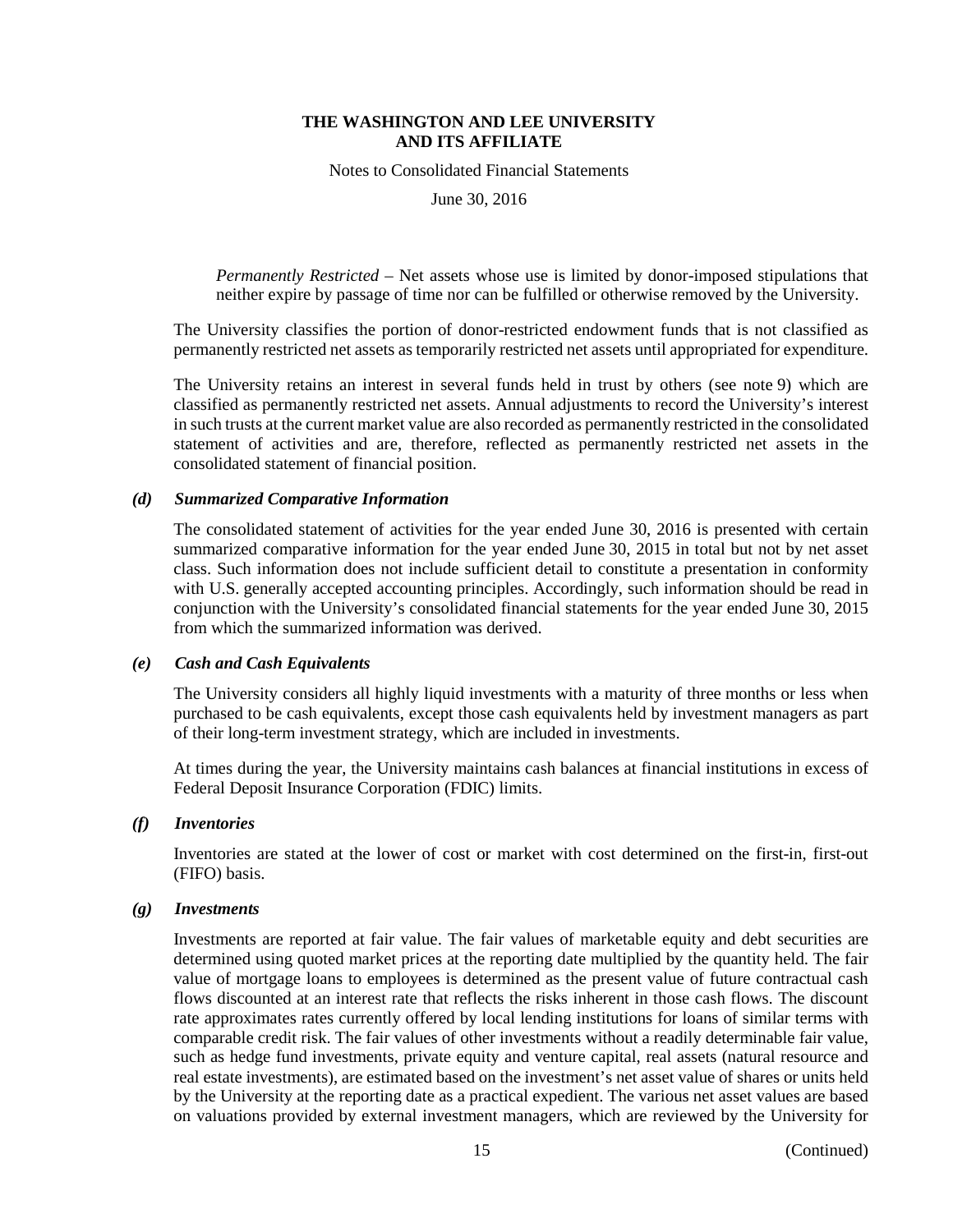*Permanently Restricted* – Net assets whose use is limited by donor-imposed stipulations that neither expire by passage of time nor can be fulfilled or otherwise removed by the University.

The University classifies the portion of donor-restricted endowment funds that is not classified as permanently restricted net assets as temporarily restricted net assets until appropriated for expenditure.

The University retains an interest in several funds held in trust by others (see note 9) which are classified as permanently restricted net assets. Annual adjustments to record the University's interest in such trusts at the current market value are also recorded as permanently restricted in the consolidated statement of activities and are, therefore, reflected as permanently restricted net assets in the consolidated statement of financial position.

### *(d) Summarized Comparative Information*

The consolidated statement of activities for the year ended June 30, 2016 is presented with certain summarized comparative information for the year ended June 30, 2015 in total but not by net asset class. Such information does not include sufficient detail to constitute a presentation in conformity with U.S. generally accepted accounting principles. Accordingly, such information should be read in conjunction with the University's consolidated financial statements for the year ended June 30, 2015 from which the summarized information was derived.

### *(e) Cash and Cash Equivalents*

The University considers all highly liquid investments with a maturity of three months or less when purchased to be cash equivalents, except those cash equivalents held by investment managers as part of their long-term investment strategy, which are included in investments.

At times during the year, the University maintains cash balances at financial institutions in excess of Federal Deposit Insurance Corporation (FDIC) limits.

### *(f) Inventories*

Inventories are stated at the lower of cost or market with cost determined on the first-in, first-out (FIFO) basis.

### *(g) Investments*

Investments are reported at fair value. The fair values of marketable equity and debt securities are determined using quoted market prices at the reporting date multiplied by the quantity held. The fair value of mortgage loans to employees is determined as the present value of future contractual cash flows discounted at an interest rate that reflects the risks inherent in those cash flows. The discount rate approximates rates currently offered by local lending institutions for loans of similar terms with comparable credit risk. The fair values of other investments without a readily determinable fair value, such as hedge fund investments, private equity and venture capital, real assets (natural resource and real estate investments), are estimated based on the investment's net asset value of shares or units held by the University at the reporting date as a practical expedient. The various net asset values are based on valuations provided by external investment managers, which are reviewed by the University for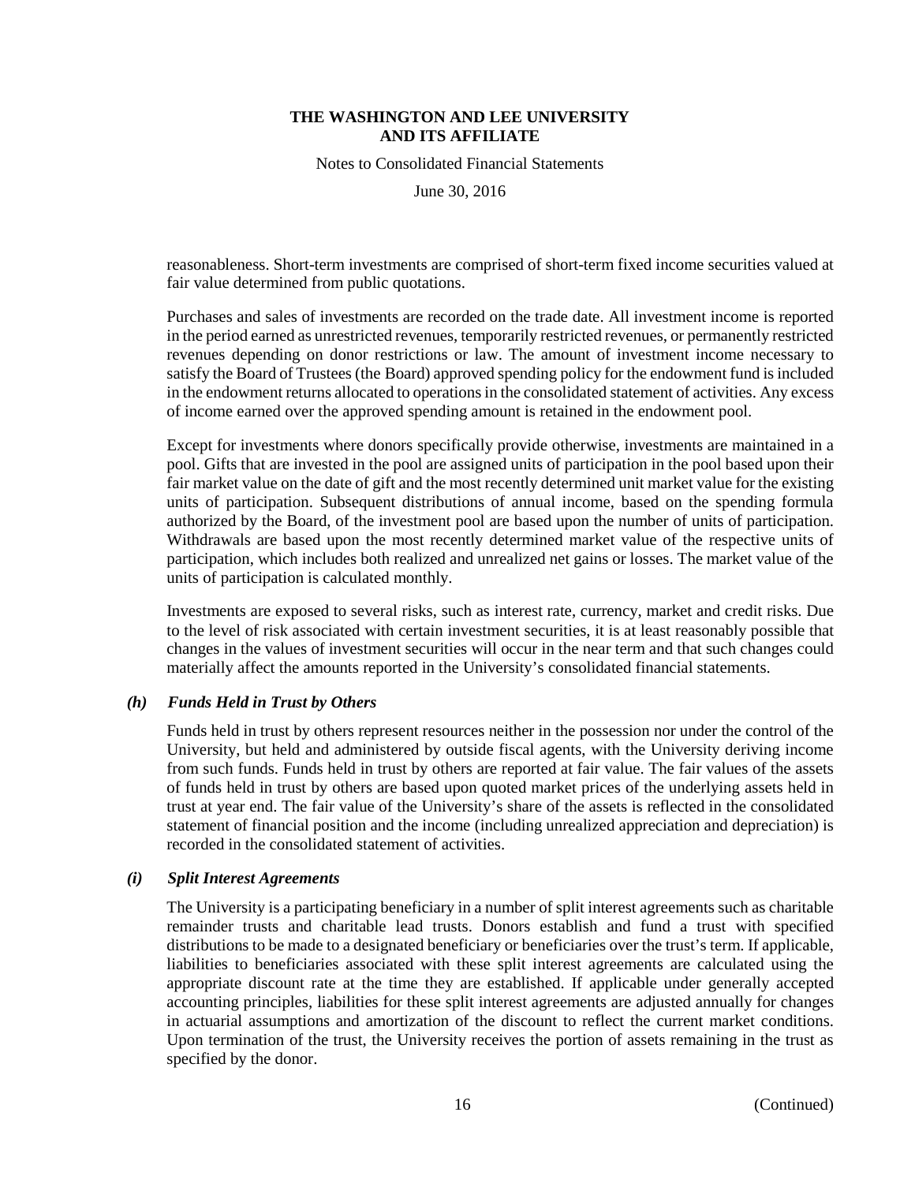reasonableness. Short-term investments are comprised of short-term fixed income securities valued at fair value determined from public quotations.

Purchases and sales of investments are recorded on the trade date. All investment income is reported in the period earned as unrestricted revenues, temporarily restricted revenues, or permanently restricted revenues depending on donor restrictions or law. The amount of investment income necessary to satisfy the Board of Trustees (the Board) approved spending policy for the endowment fund is included in the endowment returns allocated to operations in the consolidated statement of activities. Any excess of income earned over the approved spending amount is retained in the endowment pool.

Except for investments where donors specifically provide otherwise, investments are maintained in a pool. Gifts that are invested in the pool are assigned units of participation in the pool based upon their fair market value on the date of gift and the most recently determined unit market value for the existing units of participation. Subsequent distributions of annual income, based on the spending formula authorized by the Board, of the investment pool are based upon the number of units of participation. Withdrawals are based upon the most recently determined market value of the respective units of participation, which includes both realized and unrealized net gains or losses. The market value of the units of participation is calculated monthly.

Investments are exposed to several risks, such as interest rate, currency, market and credit risks. Due to the level of risk associated with certain investment securities, it is at least reasonably possible that changes in the values of investment securities will occur in the near term and that such changes could materially affect the amounts reported in the University's consolidated financial statements.

### *(h) Funds Held in Trust by Others*

Funds held in trust by others represent resources neither in the possession nor under the control of the University, but held and administered by outside fiscal agents, with the University deriving income from such funds. Funds held in trust by others are reported at fair value. The fair values of the assets of funds held in trust by others are based upon quoted market prices of the underlying assets held in trust at year end. The fair value of the University's share of the assets is reflected in the consolidated statement of financial position and the income (including unrealized appreciation and depreciation) is recorded in the consolidated statement of activities.

### *(i) Split Interest Agreements*

The University is a participating beneficiary in a number of split interest agreements such as charitable remainder trusts and charitable lead trusts. Donors establish and fund a trust with specified distributions to be made to a designated beneficiary or beneficiaries over the trust's term. If applicable, liabilities to beneficiaries associated with these split interest agreements are calculated using the appropriate discount rate at the time they are established. If applicable under generally accepted accounting principles, liabilities for these split interest agreements are adjusted annually for changes in actuarial assumptions and amortization of the discount to reflect the current market conditions. Upon termination of the trust, the University receives the portion of assets remaining in the trust as specified by the donor.

(Continued)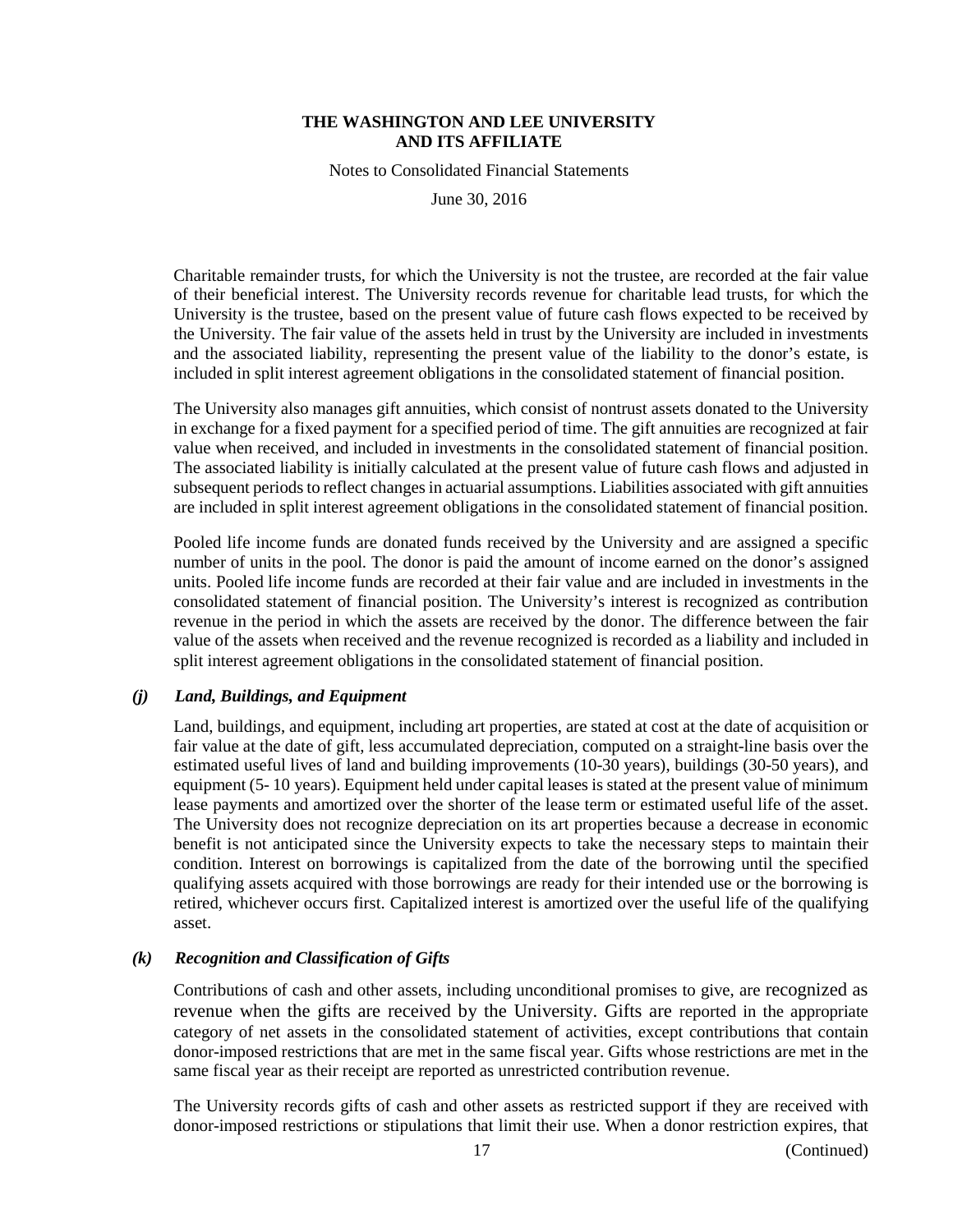Charitable remainder trusts, for which the University is not the trustee, are recorded at the fair value of their beneficial interest. The University records revenue for charitable lead trusts, for which the University is the trustee, based on the present value of future cash flows expected to be received by the University. The fair value of the assets held in trust by the University are included in investments and the associated liability, representing the present value of the liability to the donor's estate, is included in split interest agreement obligations in the consolidated statement of financial position.

The University also manages gift annuities, which consist of nontrust assets donated to the University in exchange for a fixed payment for a specified period of time. The gift annuities are recognized at fair value when received, and included in investments in the consolidated statement of financial position. The associated liability is initially calculated at the present value of future cash flows and adjusted in subsequent periods to reflect changes in actuarial assumptions. Liabilities associated with gift annuities are included in split interest agreement obligations in the consolidated statement of financial position.

Pooled life income funds are donated funds received by the University and are assigned a specific number of units in the pool. The donor is paid the amount of income earned on the donor's assigned units. Pooled life income funds are recorded at their fair value and are included in investments in the consolidated statement of financial position. The University's interest is recognized as contribution revenue in the period in which the assets are received by the donor. The difference between the fair value of the assets when received and the revenue recognized is recorded as a liability and included in split interest agreement obligations in the consolidated statement of financial position.

### *(j) Land, Buildings, and Equipment*

Land, buildings, and equipment, including art properties, are stated at cost at the date of acquisition or fair value at the date of gift, less accumulated depreciation, computed on a straight-line basis over the estimated useful lives of land and building improvements (10-30 years), buildings (30-50 years), and equipment (5- 10 years). Equipment held under capital leases is stated at the present value of minimum lease payments and amortized over the shorter of the lease term or estimated useful life of the asset. The University does not recognize depreciation on its art properties because a decrease in economic benefit is not anticipated since the University expects to take the necessary steps to maintain their condition. Interest on borrowings is capitalized from the date of the borrowing until the specified qualifying assets acquired with those borrowings are ready for their intended use or the borrowing is retired, whichever occurs first. Capitalized interest is amortized over the useful life of the qualifying asset.

### *(k) Recognition and Classification of Gifts*

Contributions of cash and other assets, including unconditional promises to give, are recognized as revenue when the gifts are received by the University. Gifts are reported in the appropriate category of net assets in the consolidated statement of activities, except contributions that contain donor-imposed restrictions that are met in the same fiscal year. Gifts whose restrictions are met in the same fiscal year as their receipt are reported as unrestricted contribution revenue.

The University records gifts of cash and other assets as restricted support if they are received with donor-imposed restrictions or stipulations that limit their use. When a donor restriction expires, that

(Continued)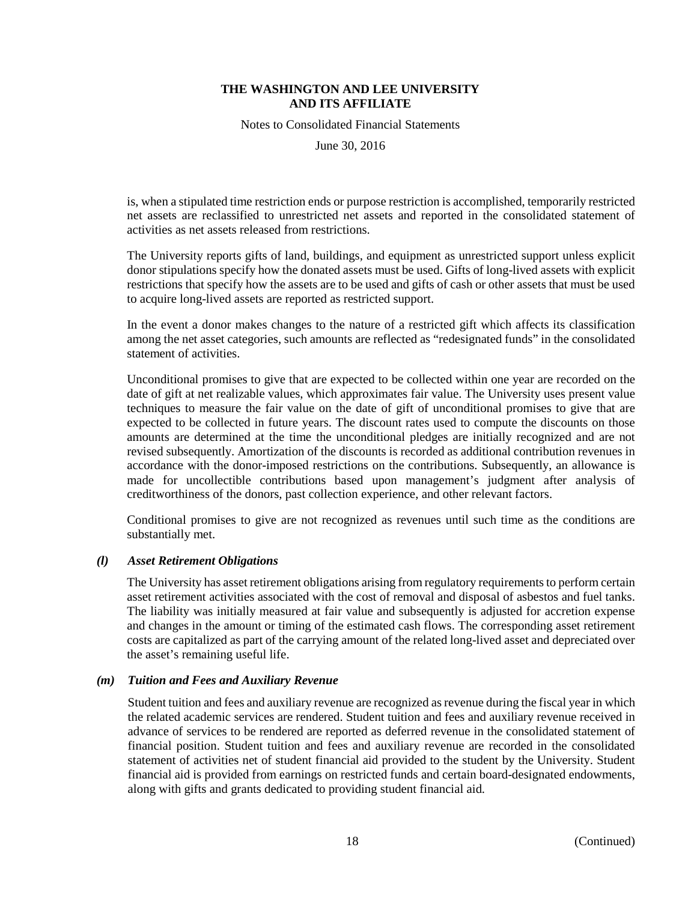is, when a stipulated time restriction ends or purpose restriction is accomplished, temporarily restricted net assets are reclassified to unrestricted net assets and reported in the consolidated statement of activities as net assets released from restrictions.

The University reports gifts of land, buildings, and equipment as unrestricted support unless explicit donor stipulations specify how the donated assets must be used. Gifts of long-lived assets with explicit restrictions that specify how the assets are to be used and gifts of cash or other assets that must be used to acquire long-lived assets are reported as restricted support.

In the event a donor makes changes to the nature of a restricted gift which affects its classification among the net asset categories, such amounts are reflected as "redesignated funds" in the consolidated statement of activities.

Unconditional promises to give that are expected to be collected within one year are recorded on the date of gift at net realizable values, which approximates fair value. The University uses present value techniques to measure the fair value on the date of gift of unconditional promises to give that are expected to be collected in future years. The discount rates used to compute the discounts on those amounts are determined at the time the unconditional pledges are initially recognized and are not revised subsequently. Amortization of the discounts is recorded as additional contribution revenues in accordance with the donor-imposed restrictions on the contributions. Subsequently, an allowance is made for uncollectible contributions based upon management's judgment after analysis of creditworthiness of the donors, past collection experience, and other relevant factors.

Conditional promises to give are not recognized as revenues until such time as the conditions are substantially met.

### *(l) Asset Retirement Obligations*

The University has asset retirement obligations arising from regulatory requirements to perform certain asset retirement activities associated with the cost of removal and disposal of asbestos and fuel tanks. The liability was initially measured at fair value and subsequently is adjusted for accretion expense and changes in the amount or timing of the estimated cash flows. The corresponding asset retirement costs are capitalized as part of the carrying amount of the related long-lived asset and depreciated over the asset's remaining useful life.

### *(m) Tuition and Fees and Auxiliary Revenue*

Student tuition and fees and auxiliary revenue are recognized as revenue during the fiscal year in which the related academic services are rendered. Student tuition and fees and auxiliary revenue received in advance of services to be rendered are reported as deferred revenue in the consolidated statement of financial position. Student tuition and fees and auxiliary revenue are recorded in the consolidated statement of activities net of student financial aid provided to the student by the University. Student financial aid is provided from earnings on restricted funds and certain board-designated endowments, along with gifts and grants dedicated to providing student financial aid.

(Continued)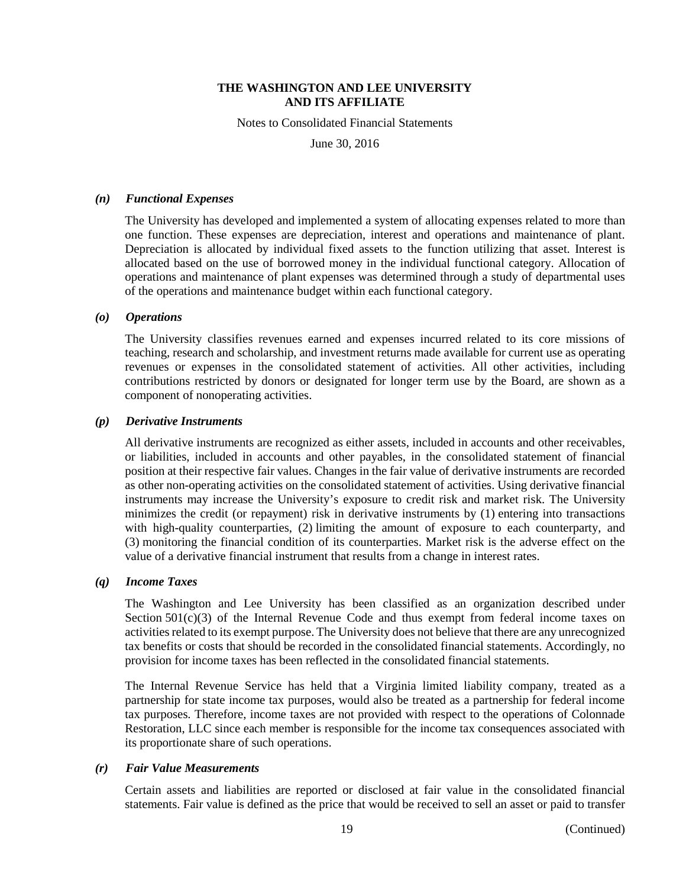### *(n) Functional Expenses*

The University has developed and implemented a system of allocating expenses related to more than one function. These expenses are depreciation, interest and operations and maintenance of plant. Depreciation is allocated by individual fixed assets to the function utilizing that asset. Interest is allocated based on the use of borrowed money in the individual functional category. Allocation of operations and maintenance of plant expenses was determined through a study of departmental uses of the operations and maintenance budget within each functional category.

### *(o) Operations*

The University classifies revenues earned and expenses incurred related to its core missions of teaching, research and scholarship, and investment returns made available for current use as operating revenues or expenses in the consolidated statement of activities. All other activities, including contributions restricted by donors or designated for longer term use by the Board, are shown as a component of nonoperating activities.

### *(p) Derivative Instruments*

All derivative instruments are recognized as either assets, included in accounts and other receivables, or liabilities, included in accounts and other payables, in the consolidated statement of financial position at their respective fair values. Changes in the fair value of derivative instruments are recorded as other non-operating activities on the consolidated statement of activities. Using derivative financial instruments may increase the University's exposure to credit risk and market risk. The University minimizes the credit (or repayment) risk in derivative instruments by (1) entering into transactions with high-quality counterparties, (2) limiting the amount of exposure to each counterparty, and (3) monitoring the financial condition of its counterparties. Market risk is the adverse effect on the value of a derivative financial instrument that results from a change in interest rates.

### *(q) Income Taxes*

The Washington and Lee University has been classified as an organization described under Section 501(c)(3) of the Internal Revenue Code and thus exempt from federal income taxes on activities related to its exempt purpose. The University does not believe that there are any unrecognized tax benefits or costs that should be recorded in the consolidated financial statements. Accordingly, no provision for income taxes has been reflected in the consolidated financial statements.

The Internal Revenue Service has held that a Virginia limited liability company, treated as a partnership for state income tax purposes, would also be treated as a partnership for federal income tax purposes. Therefore, income taxes are not provided with respect to the operations of Colonnade Restoration, LLC since each member is responsible for the income tax consequences associated with its proportionate share of such operations.

### *(r) Fair Value Measurements*

Certain assets and liabilities are reported or disclosed at fair value in the consolidated financial statements. Fair value is defined as the price that would be received to sell an asset or paid to transfer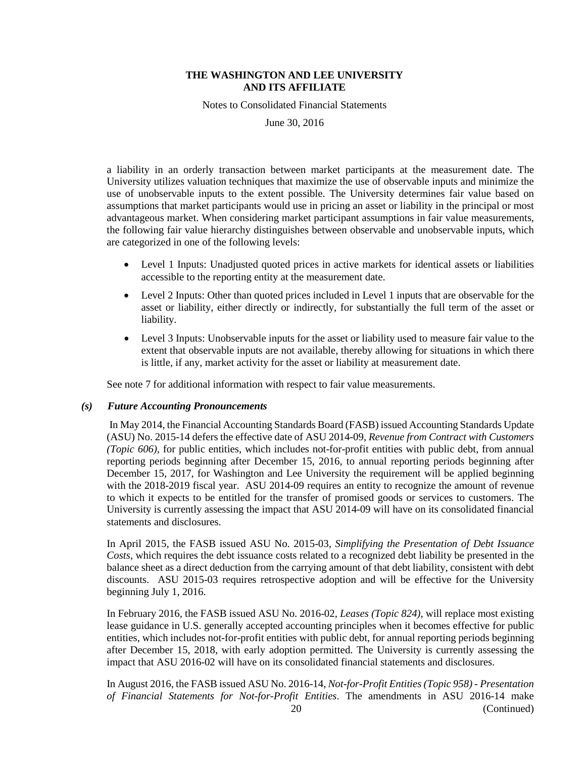a liability in an orderly transaction between market participants at the measurement date. The University utilizes valuation techniques that maximize the use of observable inputs and minimize the use of unobservable inputs to the extent possible. The University determines fair value based on assumptions that market participants would use in pricing an asset or liability in the principal or most advantageous market. When considering market participant assumptions in fair value measurements, the following fair value hierarchy distinguishes between observable and unobservable inputs, which are categorized in one of the following levels:

- Level 1 Inputs: Unadjusted quoted prices in active markets for identical assets or liabilities accessible to the reporting entity at the measurement date.
- Level 2 Inputs: Other than quoted prices included in Level 1 inputs that are observable for the asset or liability, either directly or indirectly, for substantially the full term of the asset or liability.
- Level 3 Inputs: Unobservable inputs for the asset or liability used to measure fair value to the extent that observable inputs are not available, thereby allowing for situations in which there is little, if any, market activity for the asset or liability at measurement date.

See note 7 for additional information with respect to fair value measurements.

### *(s) Future Accounting Pronouncements*

In May 2014, the Financial Accounting Standards Board (FASB) issued Accounting Standards Update (ASU) No. 2015-14 defers the effective date of ASU 2014-09, *Revenue from Contract with Customers (Topic 606)*, for public entities, which includes not-for-profit entities with public debt, from annual reporting periods beginning after December 15, 2016, to annual reporting periods beginning after December 15, 2017, for Washington and Lee University the requirement will be applied beginning with the 2018-2019 fiscal year. ASU 2014-09 requires an entity to recognize the amount of revenue to which it expects to be entitled for the transfer of promised goods or services to customers. The University is currently assessing the impact that ASU 2014-09 will have on its consolidated financial statements and disclosures.

In April 2015, the FASB issued ASU No. 2015-03, *Simplifying the Presentation of Debt Issuance Costs*, which requires the debt issuance costs related to a recognized debt liability be presented in the balance sheet as a direct deduction from the carrying amount of that debt liability, consistent with debt discounts. ASU 2015-03 requires retrospective adoption and will be effective for the University beginning July 1, 2016.

In February 2016, the FASB issued ASU No. 2016-02, *Leases (Topic 824)*, will replace most existing lease guidance in U.S. generally accepted accounting principles when it becomes effective for public entities, which includes not-for-profit entities with public debt, for annual reporting periods beginning after December 15, 2018, with early adoption permitted. The University is currently assessing the impact that ASU 2016-02 will have on its consolidated financial statements and disclosures.

In August 2016, the FASB issued ASU No. 2016-14, *Not-for-Profit Entities (Topic 958) - Presentation of Financial Statements for Not-for-Profit Entities*. The amendments in ASU 2016-14 make

(Continued)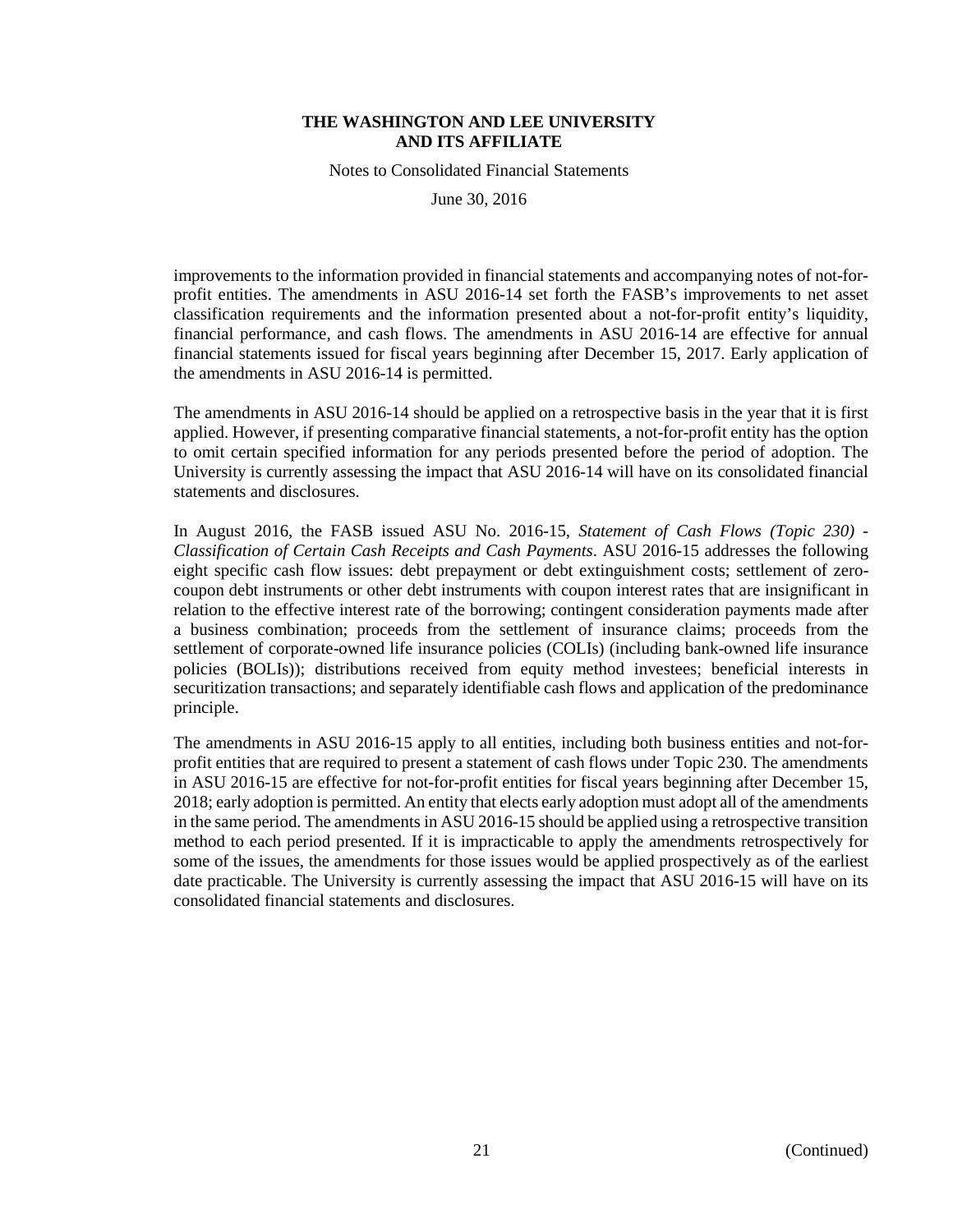improvements to the information provided in financial statements and accompanying notes of not-for-profit entities. The amendments in ASU 2016-14 set forth the FASB's improvements to net asset classification requirements and the information presented about a not-for-profit entity's liquidity, financial performance, and cash flows. The amendments in ASU 2016-14 are effective for annual financial statements issued for fiscal years beginning after December 15, 2017. Early application of the amendments in ASU 2016-14 is permitted.

The amendments in ASU 2016-14 should be applied on a retrospective basis in the year that it is first applied. However, if presenting comparative financial statements, a not-for-profit entity has the option to omit certain specified information for any periods presented before the period of adoption. The University is currently assessing the impact that ASU 2016-14 will have on its consolidated financial statements and disclosures.

In August 2016, the FASB issued ASU No. 2016-15, *Statement of Cash Flows (Topic 230) - Classification of Certain Cash Receipts and Cash Payments*. ASU 2016-15 addresses the following eight specific cash flow issues: debt prepayment or debt extinguishment costs; settlement of zero-coupon debt instruments or other debt instruments with coupon interest rates that are insignificant in relation to the effective interest rate of the borrowing; contingent consideration payments made after a business combination; proceeds from the settlement of insurance claims; proceeds from the settlement of corporate-owned life insurance policies (COLIs) (including bank-owned life insurance policies (BOLIs)); distributions received from equity method investees; beneficial interests in securitization transactions; and separately identifiable cash flows and application of the predominance principle.

The amendments in ASU 2016-15 apply to all entities, including both business entities and not-for-profit entities that are required to present a statement of cash flows under Topic 230. The amendments in ASU 2016-15 are effective for not-for-profit entities for fiscal years beginning after December 15, 2018; early adoption is permitted. An entity that elects early adoption must adopt all of the amendments in the same period. The amendments in ASU 2016-15 should be applied using a retrospective transition method to each period presented. If it is impracticable to apply the amendments retrospectively for some of the issues, the amendments for those issues would be applied prospectively as of the earliest date practicable. The University is currently assessing the impact that ASU 2016-15 will have on its consolidated financial statements and disclosures.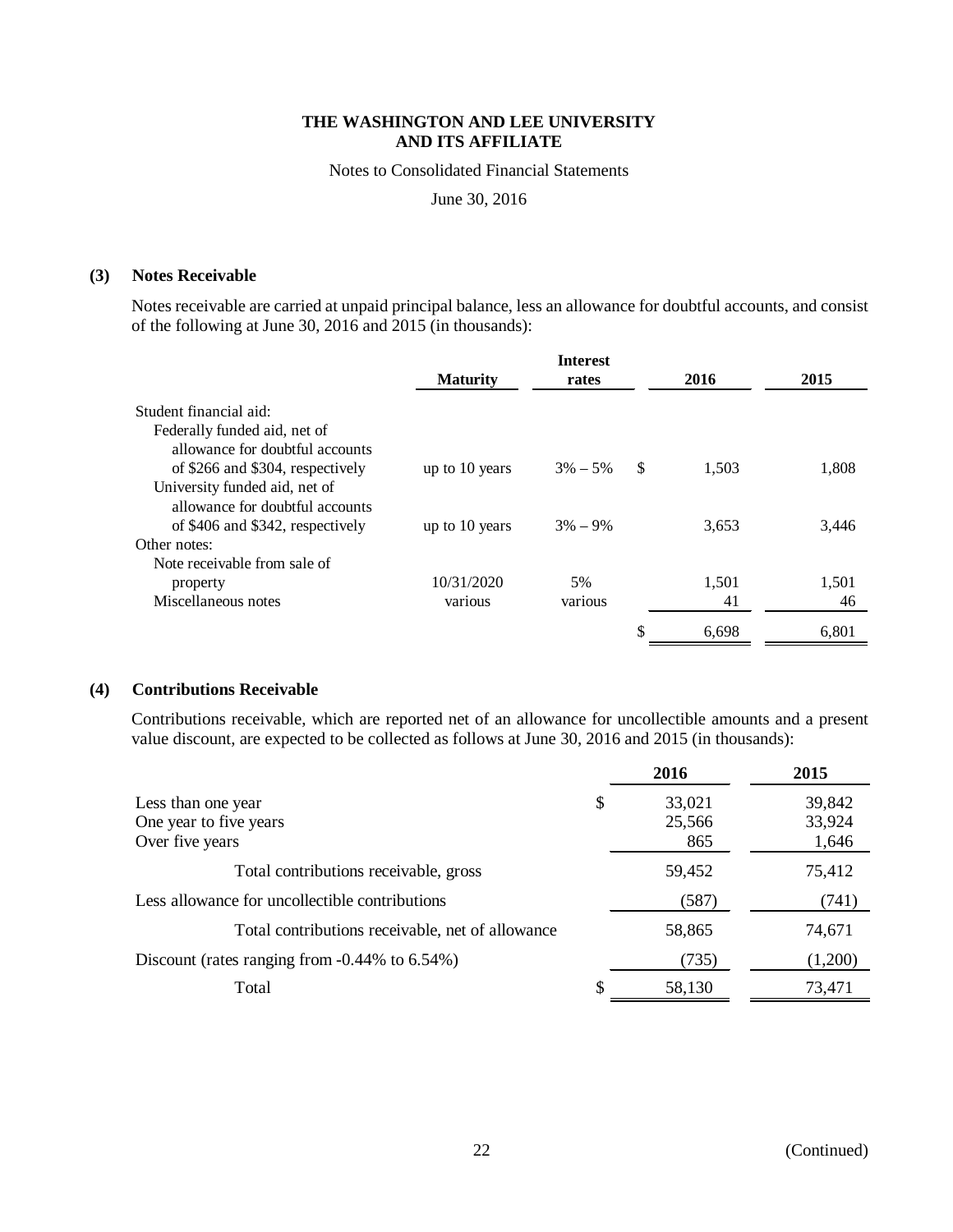**THE WASHINGTON AND LEE UNIVERSITY**
**AND ITS AFFILIATE**

Notes to Consolidated Financial Statements

June 30, 2016

### (3) Notes Receivable

Notes receivable are carried at unpaid principal balance, less an allowance for doubtful accounts, and consist of the following at June 30, 2016 and 2015 (in thousands):

| | Maturity | Interest rates | 2016 | 2015 |
|---|---|---|---|---|
| Student financial aid: | | | | |
| Federally funded aid, net of allowance for doubtful accounts of $266 and $304, respectively | up to 10 years | 3% – 5% | $ 1,503 | 1,808 |
| University funded aid, net of allowance for doubtful accounts of $406 and $342, respectively | up to 10 years | 3% – 9% | 3,653 | 3,446 |
| Other notes: | | | | |
| Note receivable from sale of property | 10/31/2020 | 5% | 1,501 | 1,501 |
| Miscellaneous notes | various | various | 41 | 46 |
| | | | $ 6,698 | 6,801 |

### (4) Contributions Receivable

Contributions receivable, which are reported net of an allowance for uncollectible amounts and a present value discount, are expected to be collected as follows at June 30, 2016 and 2015 (in thousands):

| | 2016 | 2015 |
|---|---|---|
| Less than one year | $ 33,021 | 39,842 |
| One year to five years | 25,566 | 33,924 |
| Over five years | 865 | 1,646 |
| Total contributions receivable, gross | 59,452 | 75,412 |
| Less allowance for uncollectible contributions | (587) | (741) |
| Total contributions receivable, net of allowance | 58,865 | 74,671 |
| Discount (rates ranging from -0.44% to 6.54%) | (735) | (1,200) |
| Total | $ 58,130 | 73,471 |

(Continued)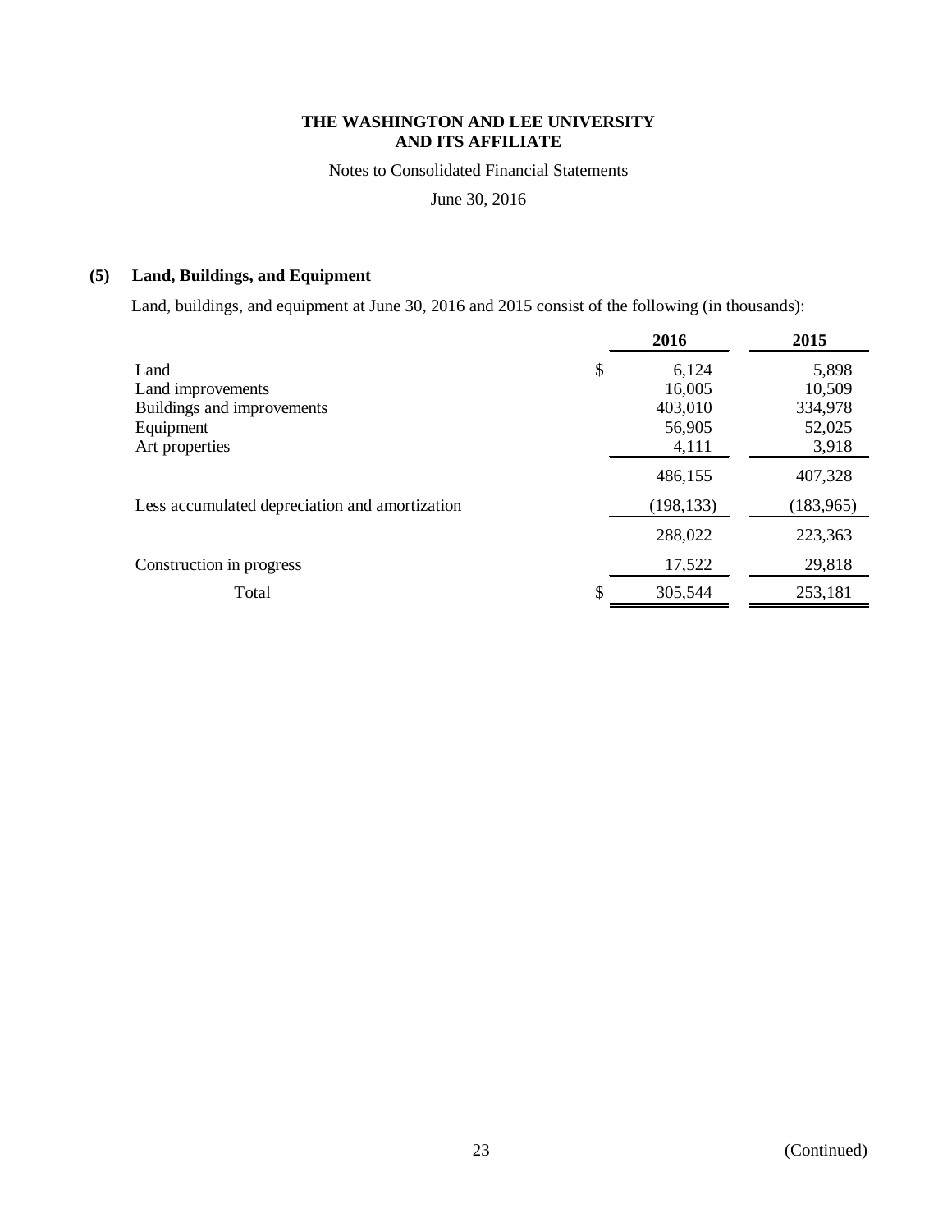**THE WASHINGTON AND LEE UNIVERSITY AND ITS AFFILIATE**

Notes to Consolidated Financial Statements

June 30, 2016

## (5) Land, Buildings, and Equipment

Land, buildings, and equipment at June 30, 2016 and 2015 consist of the following (in thousands):

| | 2016 | 2015 |
|---|---|---|
| Land | $ 6,124 | 5,898 |
| Land improvements | 16,005 | 10,509 |
| Buildings and improvements | 403,010 | 334,978 |
| Equipment | 56,905 | 52,025 |
| Art properties | 4,111 | 3,918 |
| | 486,155 | 407,328 |
| Less accumulated depreciation and amortization | (198,133) | (183,965) |
| | 288,022 | 223,363 |
| Construction in progress | 17,522 | 29,818 |
| Total | $ 305,544 | 253,181 |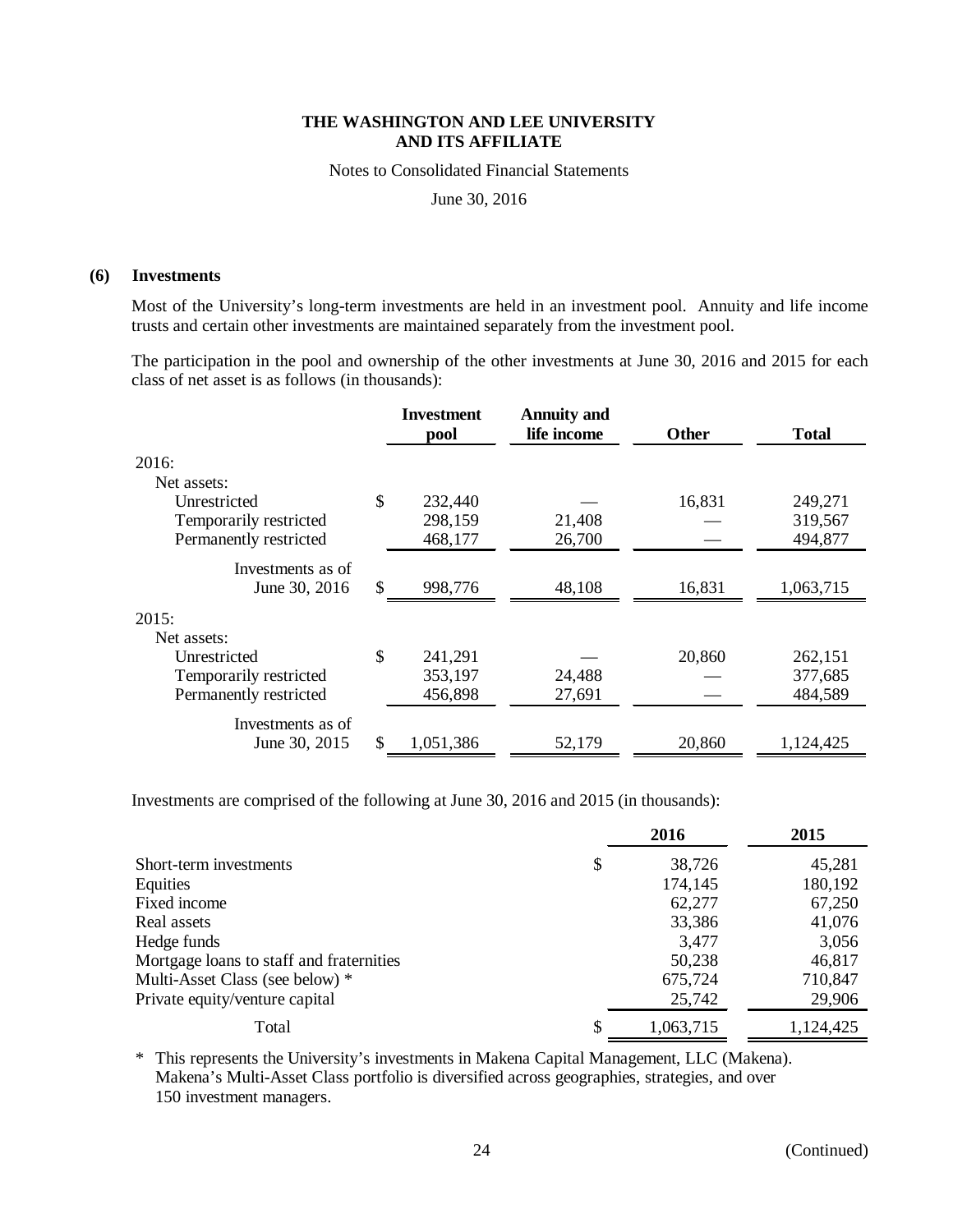**THE WASHINGTON AND LEE UNIVERSITY AND ITS AFFILIATE**

Notes to Consolidated Financial Statements

June 30, 2016

## (6) Investments

Most of the University's long-term investments are held in an investment pool. Annuity and life income trusts and certain other investments are maintained separately from the investment pool.

The participation in the pool and ownership of the other investments at June 30, 2016 and 2015 for each class of net asset is as follows (in thousands):

| | Investment pool | Annuity and life income | Other | Total |
|---|---|---|---|---|
| 2016: | | | | |
| Net assets: | | | | |
| Unrestricted | $ 232,440 | — | 16,831 | 249,271 |
| Temporarily restricted | 298,159 | 21,408 | — | 319,567 |
| Permanently restricted | 468,177 | 26,700 | — | 494,877 |
| Investments as of June 30, 2016 | $ 998,776 | 48,108 | 16,831 | 1,063,715 |
| 2015: | | | | |
| Net assets: | | | | |
| Unrestricted | $ 241,291 | — | 20,860 | 262,151 |
| Temporarily restricted | 353,197 | 24,488 | — | 377,685 |
| Permanently restricted | 456,898 | 27,691 | — | 484,589 |
| Investments as of June 30, 2015 | $ 1,051,386 | 52,179 | 20,860 | 1,124,425 |

Investments are comprised of the following at June 30, 2016 and 2015 (in thousands):

| | 2016 | 2015 |
|---|---|---|
| Short-term investments | $ 38,726 | 45,281 |
| Equities | 174,145 | 180,192 |
| Fixed income | 62,277 | 67,250 |
| Real assets | 33,386 | 41,076 |
| Hedge funds | 3,477 | 3,056 |
| Mortgage loans to staff and fraternities | 50,238 | 46,817 |
| Multi-Asset Class (see below) * | 675,724 | 710,847 |
| Private equity/venture capital | 25,742 | 29,906 |
| Total | $ 1,063,715 | 1,124,425 |

\* This represents the University's investments in Makena Capital Management, LLC (Makena). Makena's Multi-Asset Class portfolio is diversified across geographies, strategies, and over 150 investment managers.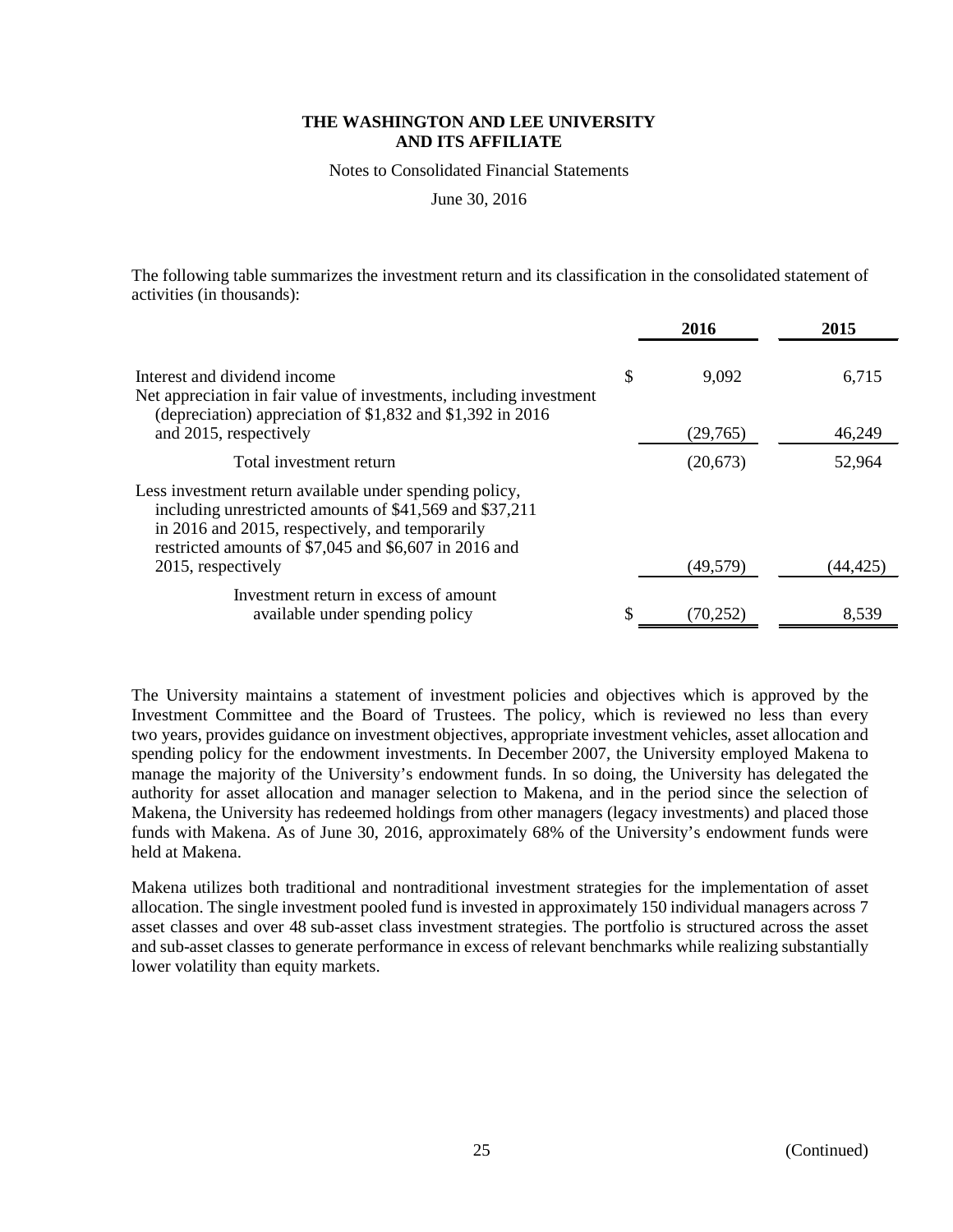The following table summarizes the investment return and its classification in the consolidated statement of activities (in thousands):

| | 2016 | 2015 |
|---|---|---|
| Interest and dividend income | $ 9,092 | 6,715 |
| Net appreciation in fair value of investments, including investment (depreciation) appreciation of $1,832 and $1,392 in 2016 and 2015, respectively | (29,765) | 46,249 |
| Total investment return | (20,673) | 52,964 |
| Less investment return available under spending policy, including unrestricted amounts of $41,569 and $37,211 in 2016 and 2015, respectively, and temporarily restricted amounts of $7,045 and $6,607 in 2016 and 2015, respectively | (49,579) | (44,425) |
| Investment return in excess of amount available under spending policy | $ (70,252) | 8,539 |

The University maintains a statement of investment policies and objectives which is approved by the Investment Committee and the Board of Trustees. The policy, which is reviewed no less than every two years, provides guidance on investment objectives, appropriate investment vehicles, asset allocation and spending policy for the endowment investments. In December 2007, the University employed Makena to manage the majority of the University's endowment funds. In so doing, the University has delegated the authority for asset allocation and manager selection to Makena, and in the period since the selection of Makena, the University has redeemed holdings from other managers (legacy investments) and placed those funds with Makena. As of June 30, 2016, approximately 68% of the University's endowment funds were held at Makena.

Makena utilizes both traditional and nontraditional investment strategies for the implementation of asset allocation. The single investment pooled fund is invested in approximately 150 individual managers across 7 asset classes and over 48 sub-asset class investment strategies. The portfolio is structured across the asset and sub-asset classes to generate performance in excess of relevant benchmarks while realizing substantially lower volatility than equity markets.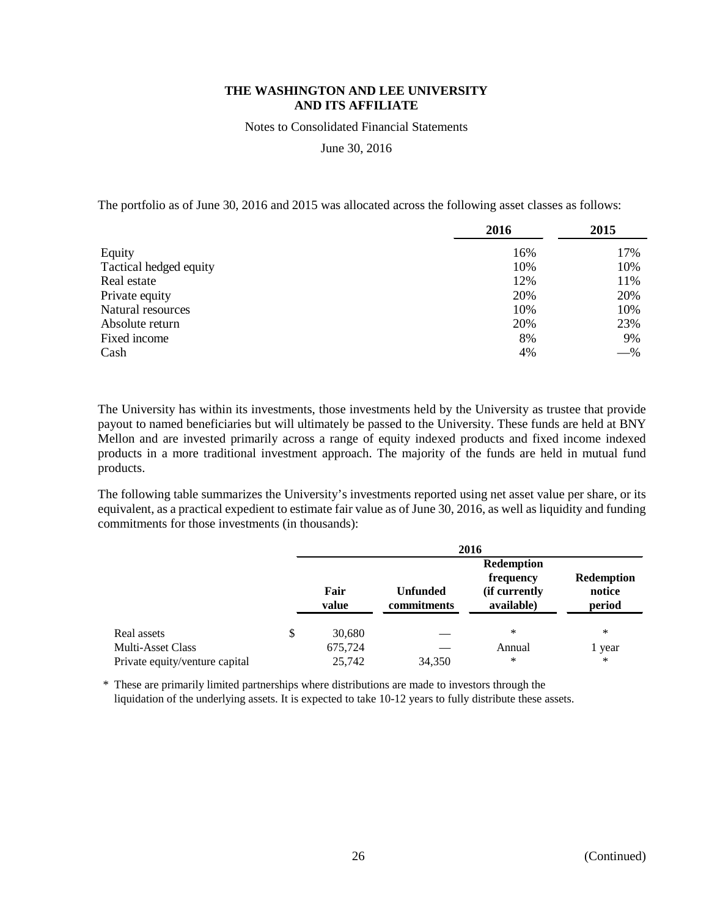The portfolio as of June 30, 2016 and 2015 was allocated across the following asset classes as follows:

| | 2016 | 2015 |
|---|---|---|
| Equity | 16% | 17% |
| Tactical hedged equity | 10% | 10% |
| Real estate | 12% | 11% |
| Private equity | 20% | 20% |
| Natural resources | 10% | 10% |
| Absolute return | 20% | 23% |
| Fixed income | 8% | 9% |
| Cash | 4% | —% |

The University has within its investments, those investments held by the University as trustee that provide payout to named beneficiaries but will ultimately be passed to the University. These funds are held at BNY Mellon and are invested primarily across a range of equity indexed products and fixed income indexed products in a more traditional investment approach. The majority of the funds are held in mutual fund products.

The following table summarizes the University's investments reported using net asset value per share, or its equivalent, as a practical expedient to estimate fair value as of June 30, 2016, as well as liquidity and funding commitments for those investments (in thousands):

| | 2016 | | | |
|---|---|---|---|---|
| | Fair value | Unfunded commitments | Redemption frequency (if currently available) | Redemption notice period |
| Real assets | $ 30,680 | — | * | * |
| Multi-Asset Class | 675,724 | — | Annual | 1 year |
| Private equity/venture capital | 25,742 | 34,350 | * | * |

\* These are primarily limited partnerships where distributions are made to investors through the liquidation of the underlying assets. It is expected to take 10-12 years to fully distribute these assets.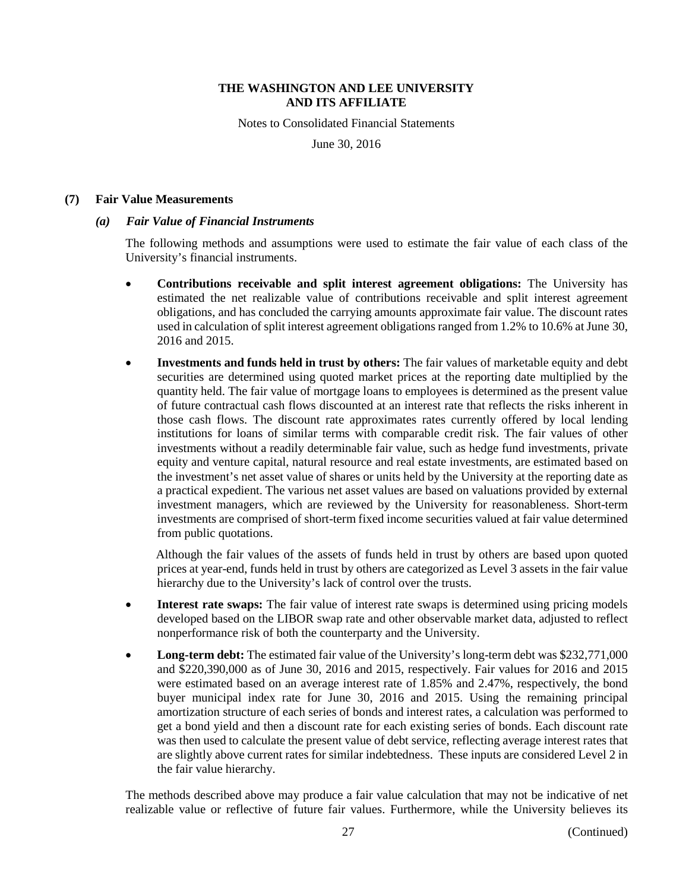## (7) Fair Value Measurements

### *(a) Fair Value of Financial Instruments*

The following methods and assumptions were used to estimate the fair value of each class of the University's financial instruments.

- **Contributions receivable and split interest agreement obligations:** The University has estimated the net realizable value of contributions receivable and split interest agreement obligations, and has concluded the carrying amounts approximate fair value. The discount rates used in calculation of split interest agreement obligations ranged from 1.2% to 10.6% at June 30, 2016 and 2015.

- **Investments and funds held in trust by others:** The fair values of marketable equity and debt securities are determined using quoted market prices at the reporting date multiplied by the quantity held. The fair value of mortgage loans to employees is determined as the present value of future contractual cash flows discounted at an interest rate that reflects the risks inherent in those cash flows. The discount rate approximates rates currently offered by local lending institutions for loans of similar terms with comparable credit risk. The fair values of other investments without a readily determinable fair value, such as hedge fund investments, private equity and venture capital, natural resource and real estate investments, are estimated based on the investment's net asset value of shares or units held by the University at the reporting date as a practical expedient. The various net asset values are based on valuations provided by external investment managers, which are reviewed by the University for reasonableness. Short-term investments are comprised of short-term fixed income securities valued at fair value determined from public quotations.

  Although the fair values of the assets of funds held in trust by others are based upon quoted prices at year-end, funds held in trust by others are categorized as Level 3 assets in the fair value hierarchy due to the University's lack of control over the trusts.

- **Interest rate swaps:** The fair value of interest rate swaps is determined using pricing models developed based on the LIBOR swap rate and other observable market data, adjusted to reflect nonperformance risk of both the counterparty and the University.

- **Long-term debt:** The estimated fair value of the University's long-term debt was $232,771,000 and $220,390,000 as of June 30, 2016 and 2015, respectively. Fair values for 2016 and 2015 were estimated based on an average interest rate of 1.85% and 2.47%, respectively, the bond buyer municipal index rate for June 30, 2016 and 2015. Using the remaining principal amortization structure of each series of bonds and interest rates, a calculation was performed to get a bond yield and then a discount rate for each existing series of bonds. Each discount rate was then used to calculate the present value of debt service, reflecting average interest rates that are slightly above current rates for similar indebtedness. These inputs are considered Level 2 in the fair value hierarchy.

The methods described above may produce a fair value calculation that may not be indicative of net realizable value or reflective of future fair values. Furthermore, while the University believes its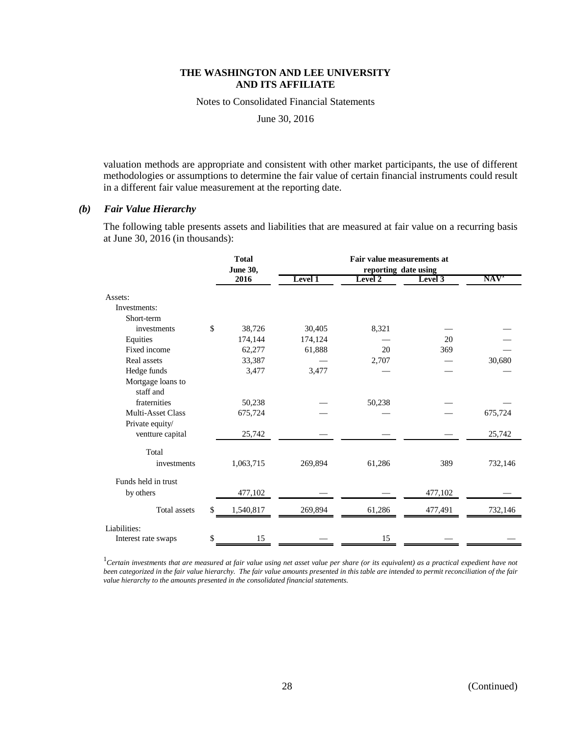valuation methods are appropriate and consistent with other market participants, the use of different methodologies or assumptions to determine the fair value of certain financial instruments could result in a different fair value measurement at the reporting date.

### *(b) Fair Value Hierarchy*

The following table presents assets and liabilities that are measured at fair value on a recurring basis at June 30, 2016 (in thousands):

| | Total June 30, 2016 | Fair value measurements at reporting date using | | | |
|---|---|---|---|---|---|
| | | Level 1 | Level 2 | Level 3 | NAV[1] |
| Assets: | | | | | |
| Investments: | | | | | |
| Short-term investments | $ 38,726 | 30,405 | 8,321 | — | — |
| Equities | 174,144 | 174,124 | — | 20 | — |
| Fixed income | 62,277 | 61,888 | 20 | 369 | — |
| Real assets | 33,387 | — | 2,707 | — | 30,680 |
| Hedge funds | 3,477 | 3,477 | — | — | — |
| Mortgage loans to staff and fraternities | 50,238 | — | 50,238 | — | — |
| Multi-Asset Class | 675,724 | — | — | — | 675,724 |
| Private equity/ ventture capital | 25,742 | — | — | — | 25,742 |
| Total investments | 1,063,715 | 269,894 | 61,286 | 389 | 732,146 |
| Funds held in trust by others | 477,102 | — | — | 477,102 | — |
| Total assets | $ 1,540,817 | 269,894 | 61,286 | 477,491 | 732,146 |
| Liabilities: | | | | | |
| Interest rate swaps | $ 15 | — | 15 | — | — |

[1]*Certain investments that are measured at fair value using net asset value per share (or its equivalent) as a practical expedient have not been categorized in the fair value hierarchy. The fair value amounts presented in this table are intended to permit reconciliation of the fair value hierarchy to the amounts presented in the consolidated financial statements.*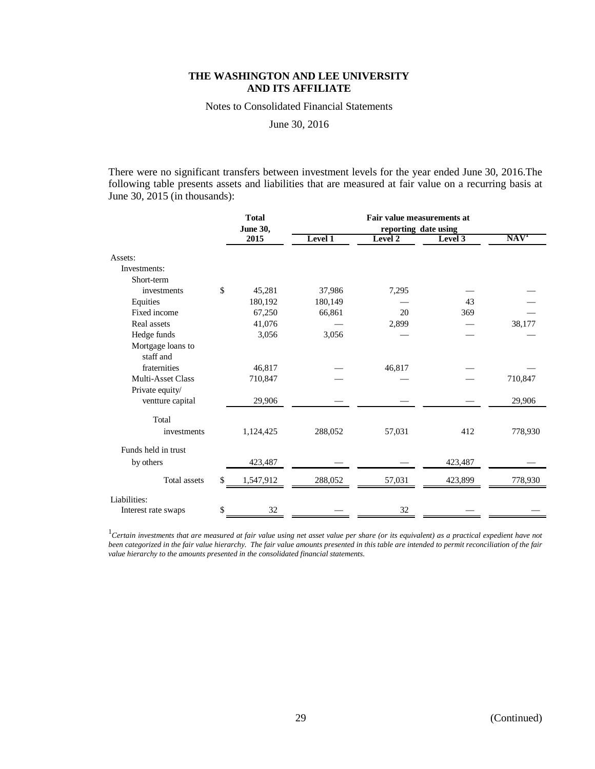**THE WASHINGTON AND LEE UNIVERSITY AND ITS AFFILIATE**

Notes to Consolidated Financial Statements

June 30, 2016

There were no significant transfers between investment levels for the year ended June 30, 2016.The following table presents assets and liabilities that are measured at fair value on a recurring basis at June 30, 2015 (in thousands):

| | Total June 30, 2015 | Fair value measurements at reporting date using | | | |
|---|---|---|---|---|---|
| | | Level 1 | Level 2 | Level 3 | NAV[1] |
| Assets: | | | | | |
| Investments: | | | | | |
| Short-term investments | $ 45,281 | 37,986 | 7,295 | — | — |
| Equities | 180,192 | 180,149 | — | 43 | — |
| Fixed income | 67,250 | 66,861 | 20 | 369 | — |
| Real assets | 41,076 | — | 2,899 | — | 38,177 |
| Hedge funds | 3,056 | 3,056 | — | — | — |
| Mortgage loans to staff and fraternities | 46,817 | — | 46,817 | — | — |
| Multi-Asset Class | 710,847 | — | — | — | 710,847 |
| Private equity/ ventture capital | 29,906 | — | — | — | 29,906 |
| Total investments | 1,124,425 | 288,052 | 57,031 | 412 | 778,930 |
| Funds held in trust by others | 423,487 | — | — | 423,487 | — |
| Total assets | $ 1,547,912 | 288,052 | 57,031 | 423,899 | 778,930 |
| Liabilities: | | | | | |
| Interest rate swaps | $ 32 | — | 32 | — | — |

[1] *Certain investments that are measured at fair value using net asset value per share (or its equivalent) as a practical expedient have not been categorized in the fair value hierarchy. The fair value amounts presented in this table are intended to permit reconciliation of the fair value hierarchy to the amounts presented in the consolidated financial statements.*

(Continued)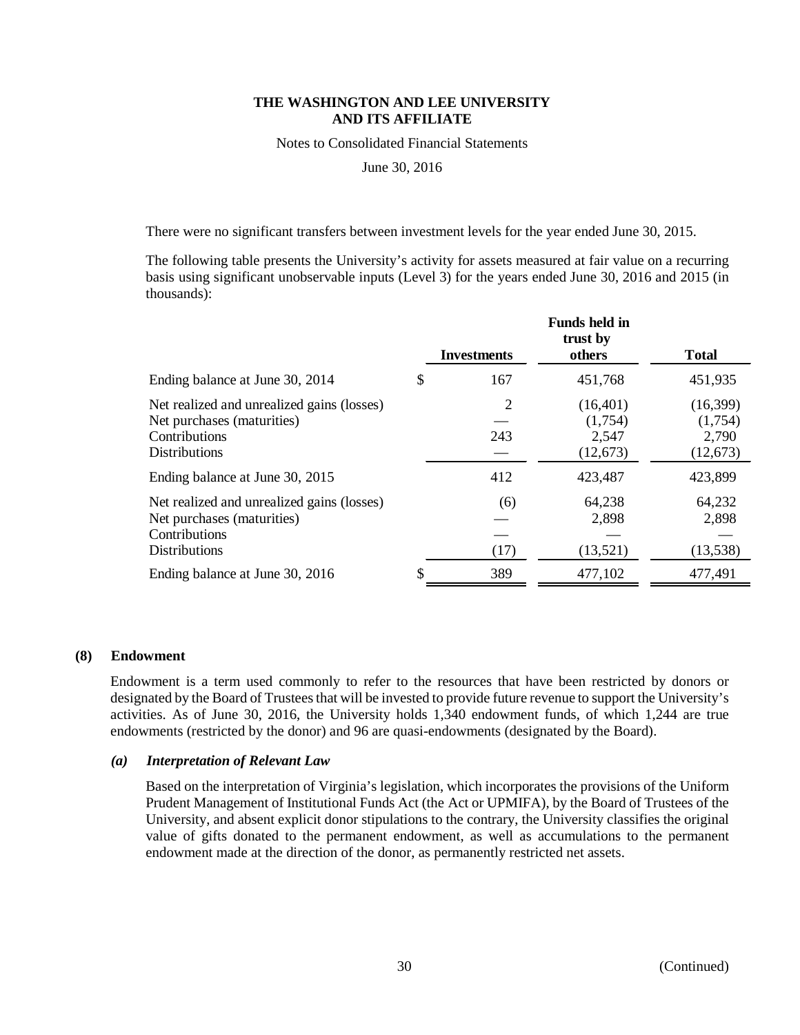There were no significant transfers between investment levels for the year ended June 30, 2015.

The following table presents the University's activity for assets measured at fair value on a recurring basis using significant unobservable inputs (Level 3) for the years ended June 30, 2016 and 2015 (in thousands):

| | Investments | Funds held in trust by others | Total |
|---|---|---|---|
| Ending balance at June 30, 2014 | $ 167 | 451,768 | 451,935 |
| Net realized and unrealized gains (losses) | 2 | (16,401) | (16,399) |
| Net purchases (maturities) | — | (1,754) | (1,754) |
| Contributions | 243 | 2,547 | 2,790 |
| Distributions | — | (12,673) | (12,673) |
| Ending balance at June 30, 2015 | 412 | 423,487 | 423,899 |
| Net realized and unrealized gains (losses) | (6) | 64,238 | 64,232 |
| Net purchases (maturities) | — | 2,898 | 2,898 |
| Contributions | — | — | — |
| Distributions | (17) | (13,521) | (13,538) |
| Ending balance at June 30, 2016 | $ 389 | 477,102 | 477,491 |

## (8) Endowment

Endowment is a term used commonly to refer to the resources that have been restricted by donors or designated by the Board of Trustees that will be invested to provide future revenue to support the University's activities. As of June 30, 2016, the University holds 1,340 endowment funds, of which 1,244 are true endowments (restricted by the donor) and 96 are quasi-endowments (designated by the Board).

### *(a) Interpretation of Relevant Law*

Based on the interpretation of Virginia's legislation, which incorporates the provisions of the Uniform Prudent Management of Institutional Funds Act (the Act or UPMIFA), by the Board of Trustees of the University, and absent explicit donor stipulations to the contrary, the University classifies the original value of gifts donated to the permanent endowment, as well as accumulations to the permanent endowment made at the direction of the donor, as permanently restricted net assets.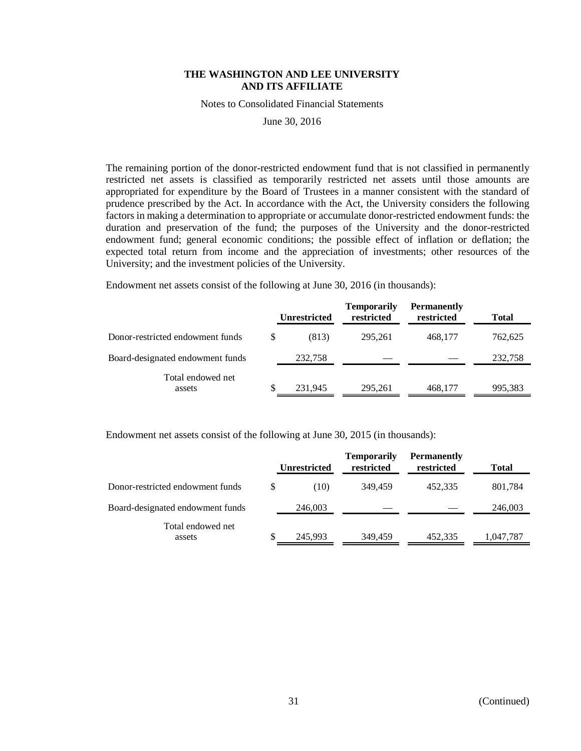The remaining portion of the donor-restricted endowment fund that is not classified in permanently restricted net assets is classified as temporarily restricted net assets until those amounts are appropriated for expenditure by the Board of Trustees in a manner consistent with the standard of prudence prescribed by the Act. In accordance with the Act, the University considers the following factors in making a determination to appropriate or accumulate donor-restricted endowment funds: the duration and preservation of the fund; the purposes of the University and the donor-restricted endowment fund; general economic conditions; the possible effect of inflation or deflation; the expected total return from income and the appreciation of investments; other resources of the University; and the investment policies of the University.

Endowment net assets consist of the following at June 30, 2016 (in thousands):

| | Unrestricted | Temporarily restricted | Permanently restricted | Total |
|---|---|---|---|---|
| Donor-restricted endowment funds | $ (813) | 295,261 | 468,177 | 762,625 |
| Board-designated endowment funds | 232,758 | — | — | 232,758 |
| Total endowed net assets | $ 231,945 | 295,261 | 468,177 | 995,383 |

Endowment net assets consist of the following at June 30, 2015 (in thousands):

| | Unrestricted | Temporarily restricted | Permanently restricted | Total |
|---|---|---|---|---|
| Donor-restricted endowment funds | $ (10) | 349,459 | 452,335 | 801,784 |
| Board-designated endowment funds | 246,003 | — | — | 246,003 |
| Total endowed net assets | $ 245,993 | 349,459 | 452,335 | 1,047,787 |

(Continued)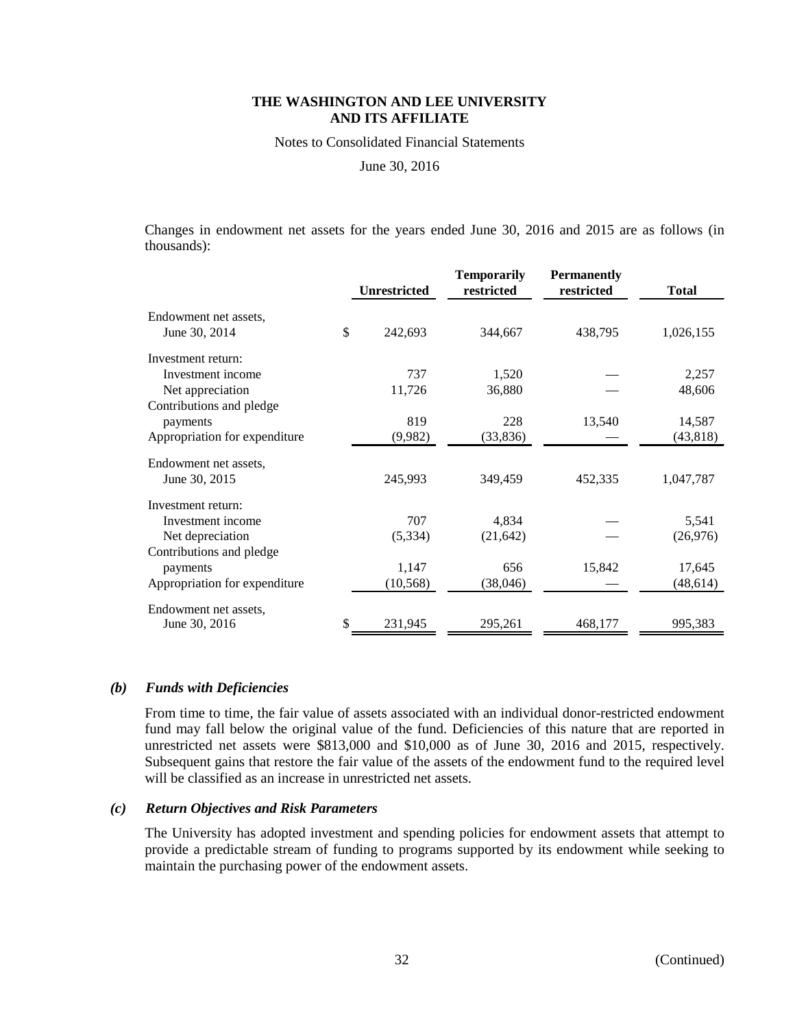Changes in endowment net assets for the years ended June 30, 2016 and 2015 are as follows (in thousands):

| | Unrestricted | Temporarily restricted | Permanently restricted | Total |
|---|---|---|---|---|
| Endowment net assets, June 30, 2014 | $ 242,693 | 344,667 | 438,795 | 1,026,155 |
| Investment return: | | | | |
| Investment income | 737 | 1,520 | — | 2,257 |
| Net appreciation | 11,726 | 36,880 | — | 48,606 |
| Contributions and pledge payments | 819 | 228 | 13,540 | 14,587 |
| Appropriation for expenditure | (9,982) | (33,836) | — | (43,818) |
| Endowment net assets, June 30, 2015 | 245,993 | 349,459 | 452,335 | 1,047,787 |
| Investment return: | | | | |
| Investment income | 707 | 4,834 | — | 5,541 |
| Net depreciation | (5,334) | (21,642) | — | (26,976) |
| Contributions and pledge payments | 1,147 | 656 | 15,842 | 17,645 |
| Appropriation for expenditure | (10,568) | (38,046) | — | (48,614) |
| Endowment net assets, June 30, 2016 | $ 231,945 | 295,261 | 468,177 | 995,383 |

### *(b) Funds with Deficiencies*

From time to time, the fair value of assets associated with an individual donor-restricted endowment fund may fall below the original value of the fund. Deficiencies of this nature that are reported in unrestricted net assets were $813,000 and $10,000 as of June 30, 2016 and 2015, respectively. Subsequent gains that restore the fair value of the assets of the endowment fund to the required level will be classified as an increase in unrestricted net assets.

### *(c) Return Objectives and Risk Parameters*

The University has adopted investment and spending policies for endowment assets that attempt to provide a predictable stream of funding to programs supported by its endowment while seeking to maintain the purchasing power of the endowment assets.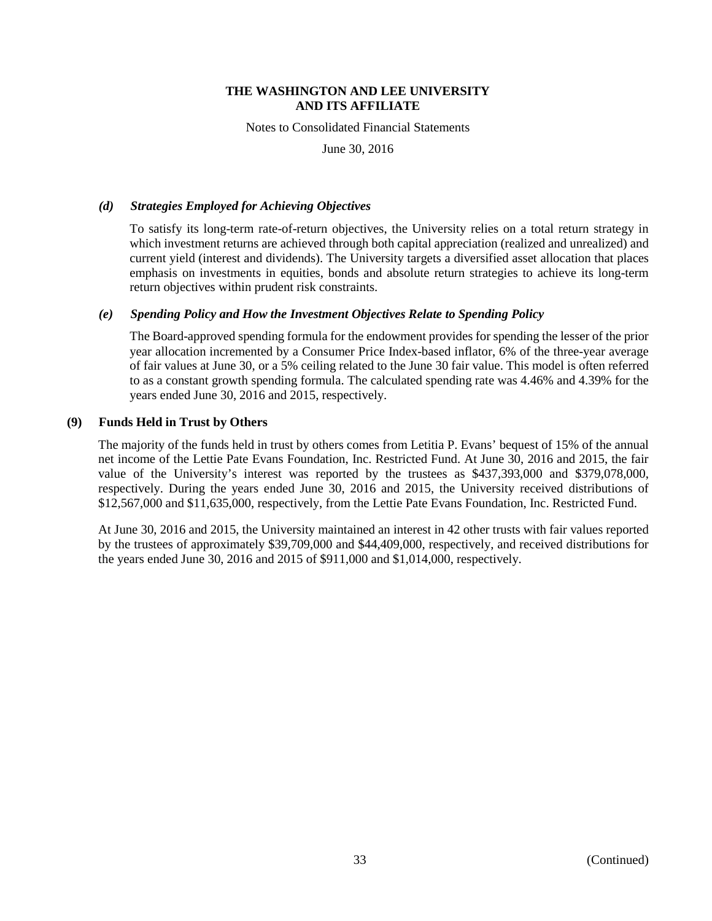#### *(d) Strategies Employed for Achieving Objectives*

To satisfy its long-term rate-of-return objectives, the University relies on a total return strategy in which investment returns are achieved through both capital appreciation (realized and unrealized) and current yield (interest and dividends). The University targets a diversified asset allocation that places emphasis on investments in equities, bonds and absolute return strategies to achieve its long-term return objectives within prudent risk constraints.

#### *(e) Spending Policy and How the Investment Objectives Relate to Spending Policy*

The Board-approved spending formula for the endowment provides for spending the lesser of the prior year allocation incremented by a Consumer Price Index-based inflator, 6% of the three-year average of fair values at June 30, or a 5% ceiling related to the June 30 fair value. This model is often referred to as a constant growth spending formula. The calculated spending rate was 4.46% and 4.39% for the years ended June 30, 2016 and 2015, respectively.

## (9) Funds Held in Trust by Others

The majority of the funds held in trust by others comes from Letitia P. Evans' bequest of 15% of the annual net income of the Lettie Pate Evans Foundation, Inc. Restricted Fund. At June 30, 2016 and 2015, the fair value of the University's interest was reported by the trustees as $437,393,000 and $379,078,000, respectively. During the years ended June 30, 2016 and 2015, the University received distributions of $12,567,000 and $11,635,000, respectively, from the Lettie Pate Evans Foundation, Inc. Restricted Fund.

At June 30, 2016 and 2015, the University maintained an interest in 42 other trusts with fair values reported by the trustees of approximately $39,709,000 and $44,409,000, respectively, and received distributions for the years ended June 30, 2016 and 2015 of $911,000 and $1,014,000, respectively.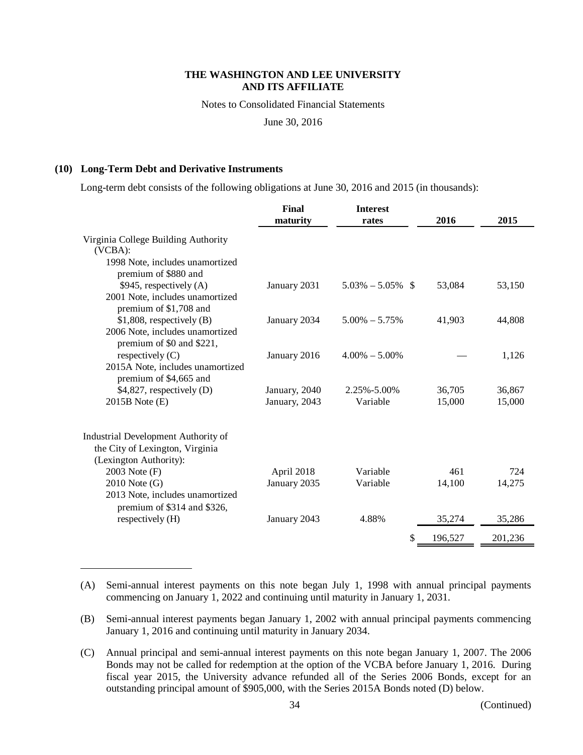**THE WASHINGTON AND LEE UNIVERSITY AND ITS AFFILIATE**

Notes to Consolidated Financial Statements

June 30, 2016

## (10) Long-Term Debt and Derivative Instruments

Long-term debt consists of the following obligations at June 30, 2016 and 2015 (in thousands):

| | Final maturity | Interest rates | 2016 | 2015 |
|---|---|---|---|---|
| Virginia College Building Authority (VCBA): | | | | |
| 1998 Note, includes unamortized premium of $880 and $945, respectively (A) | January 2031 | 5.03% – 5.05% | $ 53,084 | 53,150 |
| 2001 Note, includes unamortized premium of $1,708 and $1,808, respectively (B) | January 2034 | 5.00% – 5.75% | 41,903 | 44,808 |
| 2006 Note, includes unamortized premium of $0 and $221, respectively (C) | January 2016 | 4.00% – 5.00% | — | 1,126 |
| 2015A Note, includes unamortized premium of $4,665 and $4,827, respectively (D) | January, 2040 | 2.25%-5.00% | 36,705 | 36,867 |
| 2015B Note (E) | January, 2043 | Variable | 15,000 | 15,000 |
| Industrial Development Authority of the City of Lexington, Virginia (Lexington Authority): | | | | |
| 2003 Note (F) | April 2018 | Variable | 461 | 724 |
| 2010 Note (G) | January 2035 | Variable | 14,100 | 14,275 |
| 2013 Note, includes unamortized premium of $314 and $326, respectively (H) | January 2043 | 4.88% | 35,274 | 35,286 |
| | | | $ 196,527 | 201,236 |

(A) Semi-annual interest payments on this note began July 1, 1998 with annual principal payments commencing on January 1, 2022 and continuing until maturity in January 1, 2031.

(B) Semi-annual interest payments began January 1, 2002 with annual principal payments commencing January 1, 2016 and continuing until maturity in January 2034.

(C) Annual principal and semi-annual interest payments on this note began January 1, 2007. The 2006 Bonds may not be called for redemption at the option of the VCBA before January 1, 2016. During fiscal year 2015, the University advance refunded all of the Series 2006 Bonds, except for an outstanding principal amount of $905,000, with the Series 2015A Bonds noted (D) below.

(Continued)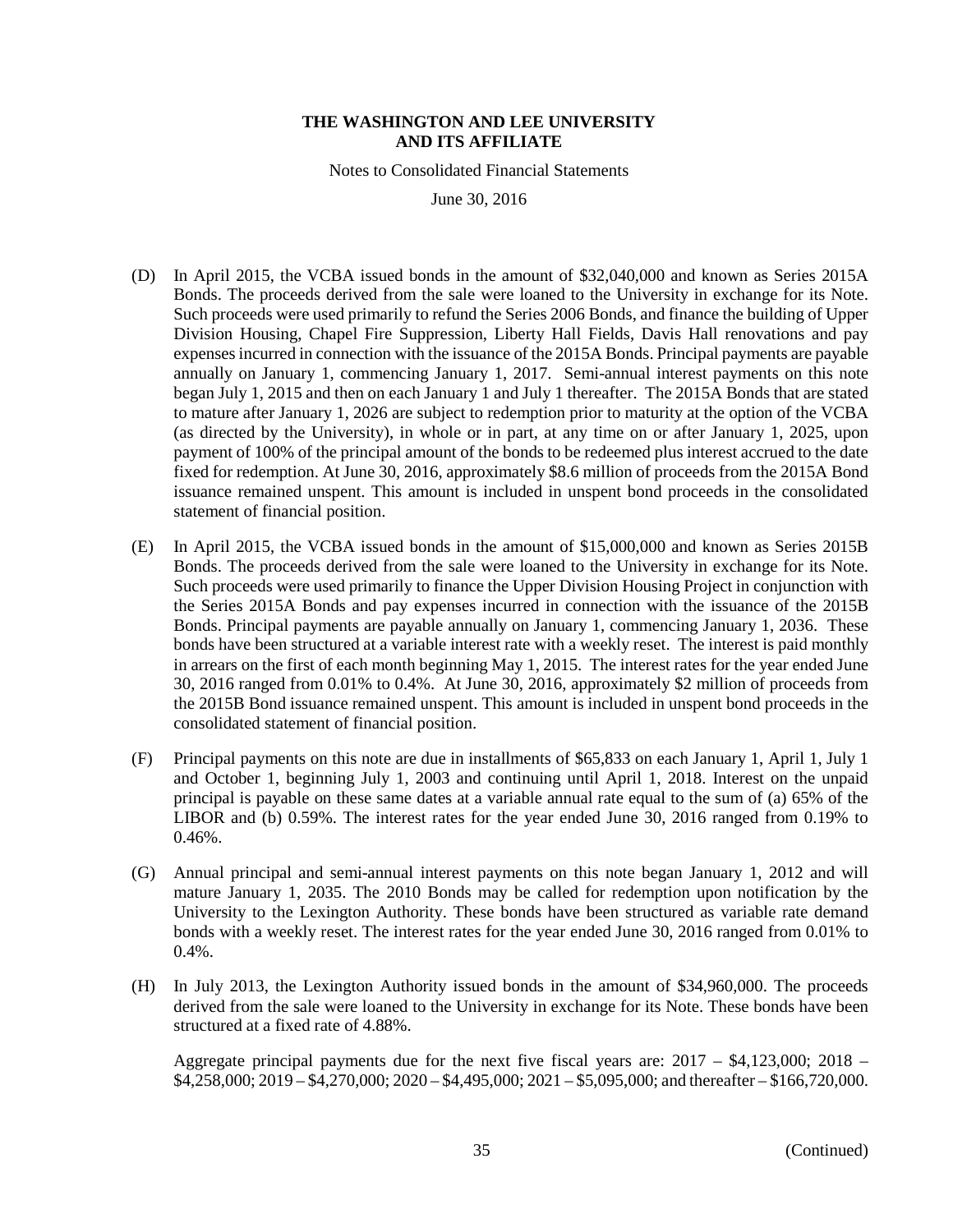(D) In April 2015, the VCBA issued bonds in the amount of $32,040,000 and known as Series 2015A Bonds. The proceeds derived from the sale were loaned to the University in exchange for its Note. Such proceeds were used primarily to refund the Series 2006 Bonds, and finance the building of Upper Division Housing, Chapel Fire Suppression, Liberty Hall Fields, Davis Hall renovations and pay expenses incurred in connection with the issuance of the 2015A Bonds. Principal payments are payable annually on January 1, commencing January 1, 2017. Semi-annual interest payments on this note began July 1, 2015 and then on each January 1 and July 1 thereafter. The 2015A Bonds that are stated to mature after January 1, 2026 are subject to redemption prior to maturity at the option of the VCBA (as directed by the University), in whole or in part, at any time on or after January 1, 2025, upon payment of 100% of the principal amount of the bonds to be redeemed plus interest accrued to the date fixed for redemption. At June 30, 2016, approximately $8.6 million of proceeds from the 2015A Bond issuance remained unspent. This amount is included in unspent bond proceeds in the consolidated statement of financial position.

(E) In April 2015, the VCBA issued bonds in the amount of $15,000,000 and known as Series 2015B Bonds. The proceeds derived from the sale were loaned to the University in exchange for its Note. Such proceeds were used primarily to finance the Upper Division Housing Project in conjunction with the Series 2015A Bonds and pay expenses incurred in connection with the issuance of the 2015B Bonds. Principal payments are payable annually on January 1, commencing January 1, 2036. These bonds have been structured at a variable interest rate with a weekly reset. The interest is paid monthly in arrears on the first of each month beginning May 1, 2015. The interest rates for the year ended June 30, 2016 ranged from 0.01% to 0.4%. At June 30, 2016, approximately $2 million of proceeds from the 2015B Bond issuance remained unspent. This amount is included in unspent bond proceeds in the consolidated statement of financial position.

(F) Principal payments on this note are due in installments of $65,833 on each January 1, April 1, July 1 and October 1, beginning July 1, 2003 and continuing until April 1, 2018. Interest on the unpaid principal is payable on these same dates at a variable annual rate equal to the sum of (a) 65% of the LIBOR and (b) 0.59%. The interest rates for the year ended June 30, 2016 ranged from 0.19% to 0.46%.

(G) Annual principal and semi-annual interest payments on this note began January 1, 2012 and will mature January 1, 2035. The 2010 Bonds may be called for redemption upon notification by the University to the Lexington Authority. These bonds have been structured as variable rate demand bonds with a weekly reset. The interest rates for the year ended June 30, 2016 ranged from 0.01% to 0.4%.

(H) In July 2013, the Lexington Authority issued bonds in the amount of $34,960,000. The proceeds derived from the sale were loaned to the University in exchange for its Note. These bonds have been structured at a fixed rate of 4.88%.

Aggregate principal payments due for the next five fiscal years are: 2017 – $4,123,000; 2018 – $4,258,000; 2019 – $4,270,000; 2020 – $4,495,000; 2021 – $5,095,000; and thereafter – $166,720,000.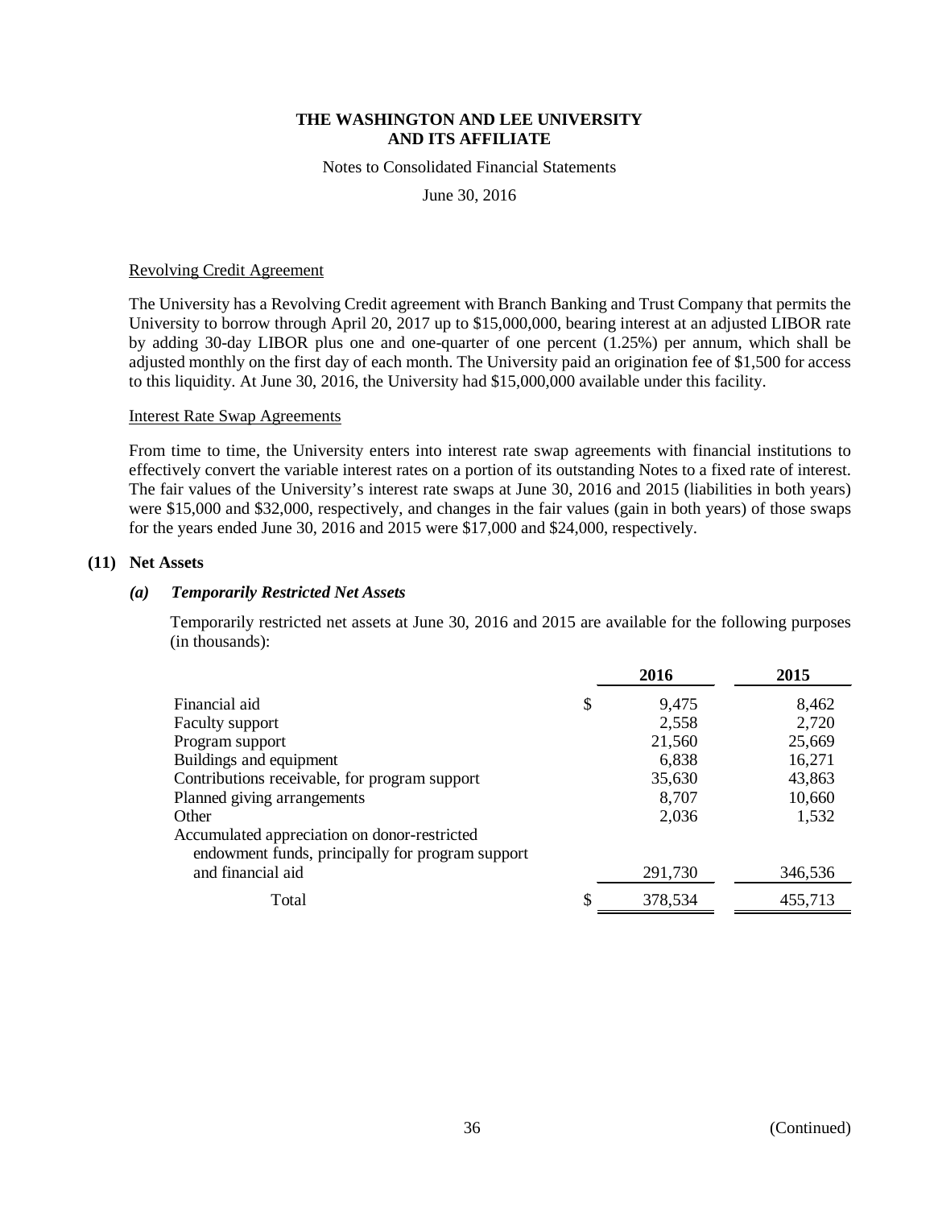Revolving Credit Agreement

The University has a Revolving Credit agreement with Branch Banking and Trust Company that permits the University to borrow through April 20, 2017 up to $15,000,000, bearing interest at an adjusted LIBOR rate by adding 30-day LIBOR plus one and one-quarter of one percent (1.25%) per annum, which shall be adjusted monthly on the first day of each month. The University paid an origination fee of $1,500 for access to this liquidity. At June 30, 2016, the University had $15,000,000 available under this facility.

Interest Rate Swap Agreements

From time to time, the University enters into interest rate swap agreements with financial institutions to effectively convert the variable interest rates on a portion of its outstanding Notes to a fixed rate of interest. The fair values of the University's interest rate swaps at June 30, 2016 and 2015 (liabilities in both years) were $15,000 and $32,000, respectively, and changes in the fair values (gain in both years) of those swaps for the years ended June 30, 2016 and 2015 were $17,000 and $24,000, respectively.

## (11) Net Assets

### *(a) Temporarily Restricted Net Assets*

Temporarily restricted net assets at June 30, 2016 and 2015 are available for the following purposes (in thousands):

| | 2016 | 2015 |
|---|---|---|
| Financial aid | $ 9,475 | 8,462 |
| Faculty support | 2,558 | 2,720 |
| Program support | 21,560 | 25,669 |
| Buildings and equipment | 6,838 | 16,271 |
| Contributions receivable, for program support | 35,630 | 43,863 |
| Planned giving arrangements | 8,707 | 10,660 |
| Other | 2,036 | 1,532 |
| Accumulated appreciation on donor-restricted endowment funds, principally for program support and financial aid | 291,730 | 346,536 |
| Total | $ 378,534 | 455,713 |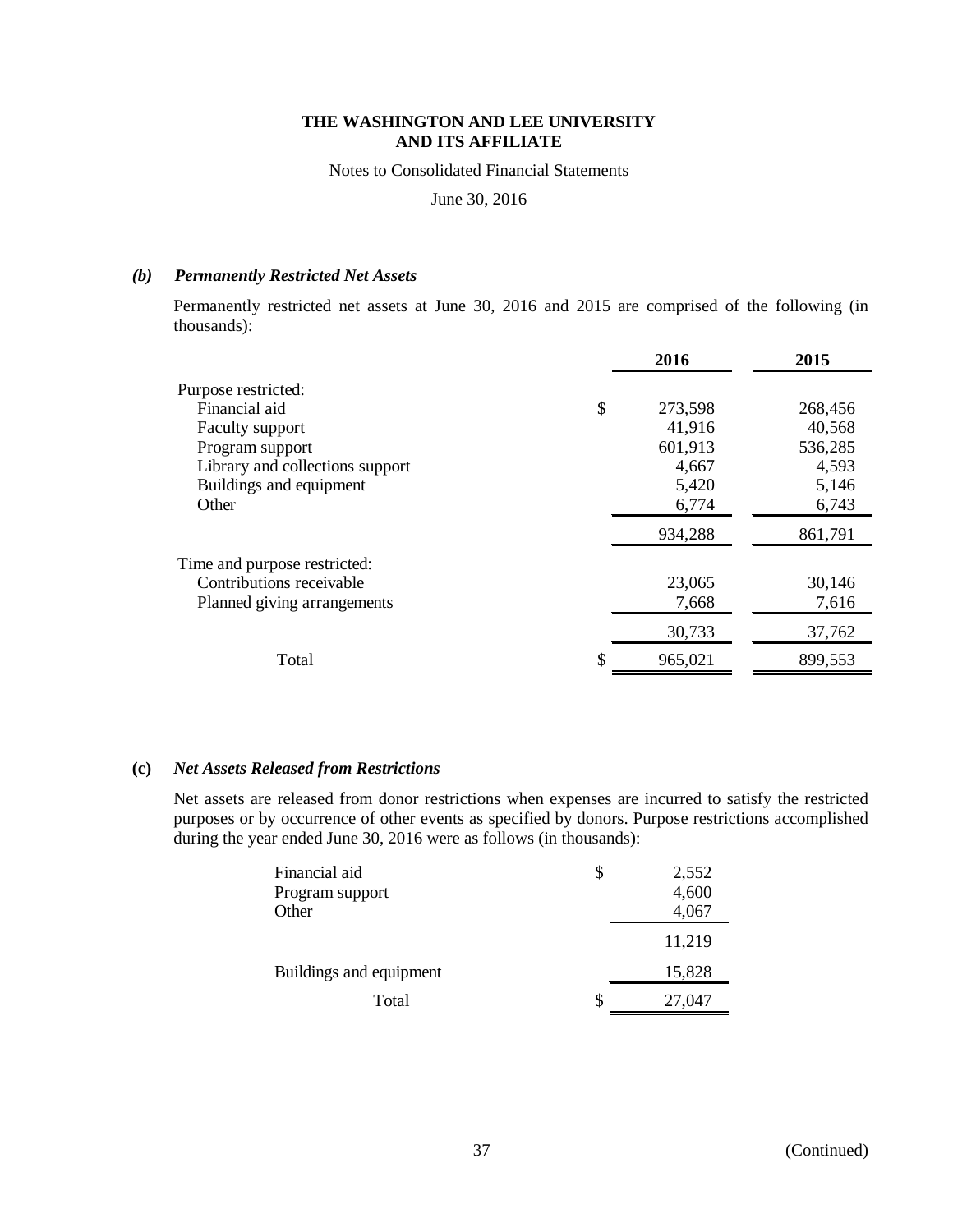**THE WASHINGTON AND LEE UNIVERSITY AND ITS AFFILIATE**

Notes to Consolidated Financial Statements

June 30, 2016

### *(b) Permanently Restricted Net Assets*

Permanently restricted net assets at June 30, 2016 and 2015 are comprised of the following (in thousands):

| | 2016 | 2015 |
|---|---|---|
| Purpose restricted: | | |
| Financial aid | $ 273,598 | 268,456 |
| Faculty support | 41,916 | 40,568 |
| Program support | 601,913 | 536,285 |
| Library and collections support | 4,667 | 4,593 |
| Buildings and equipment | 5,420 | 5,146 |
| Other | 6,774 | 6,743 |
| | 934,288 | 861,791 |
| Time and purpose restricted: | | |
| Contributions receivable | 23,065 | 30,146 |
| Planned giving arrangements | 7,668 | 7,616 |
| | 30,733 | 37,762 |
| Total | $ 965,021 | 899,553 |

### (c) *Net Assets Released from Restrictions*

Net assets are released from donor restrictions when expenses are incurred to satisfy the restricted purposes or by occurrence of other events as specified by donors. Purpose restrictions accomplished during the year ended June 30, 2016 were as follows (in thousands):

| | |
|---|---|
| Financial aid | $ 2,552 |
| Program support | 4,600 |
| Other | 4,067 |
| | 11,219 |
| Buildings and equipment | 15,828 |
| Total | $ 27,047 |

(Continued)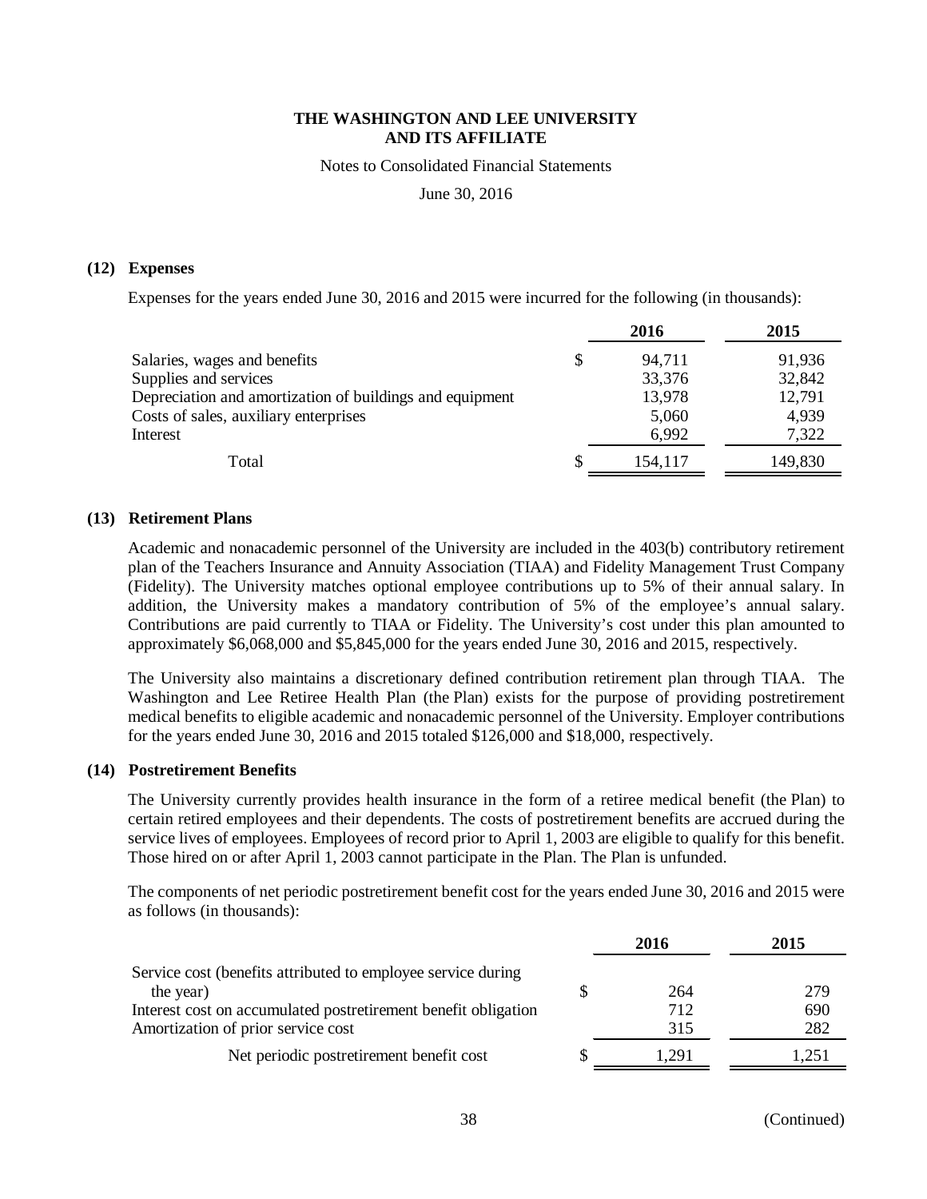**THE WASHINGTON AND LEE UNIVERSITY AND ITS AFFILIATE**

Notes to Consolidated Financial Statements

June 30, 2016

## (12) Expenses

Expenses for the years ended June 30, 2016 and 2015 were incurred for the following (in thousands):

| | 2016 | 2015 |
|---|---|---|
| Salaries, wages and benefits | $ 94,711 | 91,936 |
| Supplies and services | 33,376 | 32,842 |
| Depreciation and amortization of buildings and equipment | 13,978 | 12,791 |
| Costs of sales, auxiliary enterprises | 5,060 | 4,939 |
| Interest | 6,992 | 7,322 |
| Total | $ 154,117 | 149,830 |

## (13) Retirement Plans

Academic and nonacademic personnel of the University are included in the 403(b) contributory retirement plan of the Teachers Insurance and Annuity Association (TIAA) and Fidelity Management Trust Company (Fidelity). The University matches optional employee contributions up to 5% of their annual salary. In addition, the University makes a mandatory contribution of 5% of the employee's annual salary. Contributions are paid currently to TIAA or Fidelity. The University's cost under this plan amounted to approximately $6,068,000 and $5,845,000 for the years ended June 30, 2016 and 2015, respectively.

The University also maintains a discretionary defined contribution retirement plan through TIAA. The Washington and Lee Retiree Health Plan (the Plan) exists for the purpose of providing postretirement medical benefits to eligible academic and nonacademic personnel of the University. Employer contributions for the years ended June 30, 2016 and 2015 totaled $126,000 and $18,000, respectively.

## (14) Postretirement Benefits

The University currently provides health insurance in the form of a retiree medical benefit (the Plan) to certain retired employees and their dependents. The costs of postretirement benefits are accrued during the service lives of employees. Employees of record prior to April 1, 2003 are eligible to qualify for this benefit. Those hired on or after April 1, 2003 cannot participate in the Plan. The Plan is unfunded.

The components of net periodic postretirement benefit cost for the years ended June 30, 2016 and 2015 were as follows (in thousands):

| | 2016 | 2015 |
|---|---|---|
| Service cost (benefits attributed to employee service during the year) | $ 264 | 279 |
| Interest cost on accumulated postretirement benefit obligation | 712 | 690 |
| Amortization of prior service cost | 315 | 282 |
| Net periodic postretirement benefit cost | $ 1,291 | 1,251 |

(Continued)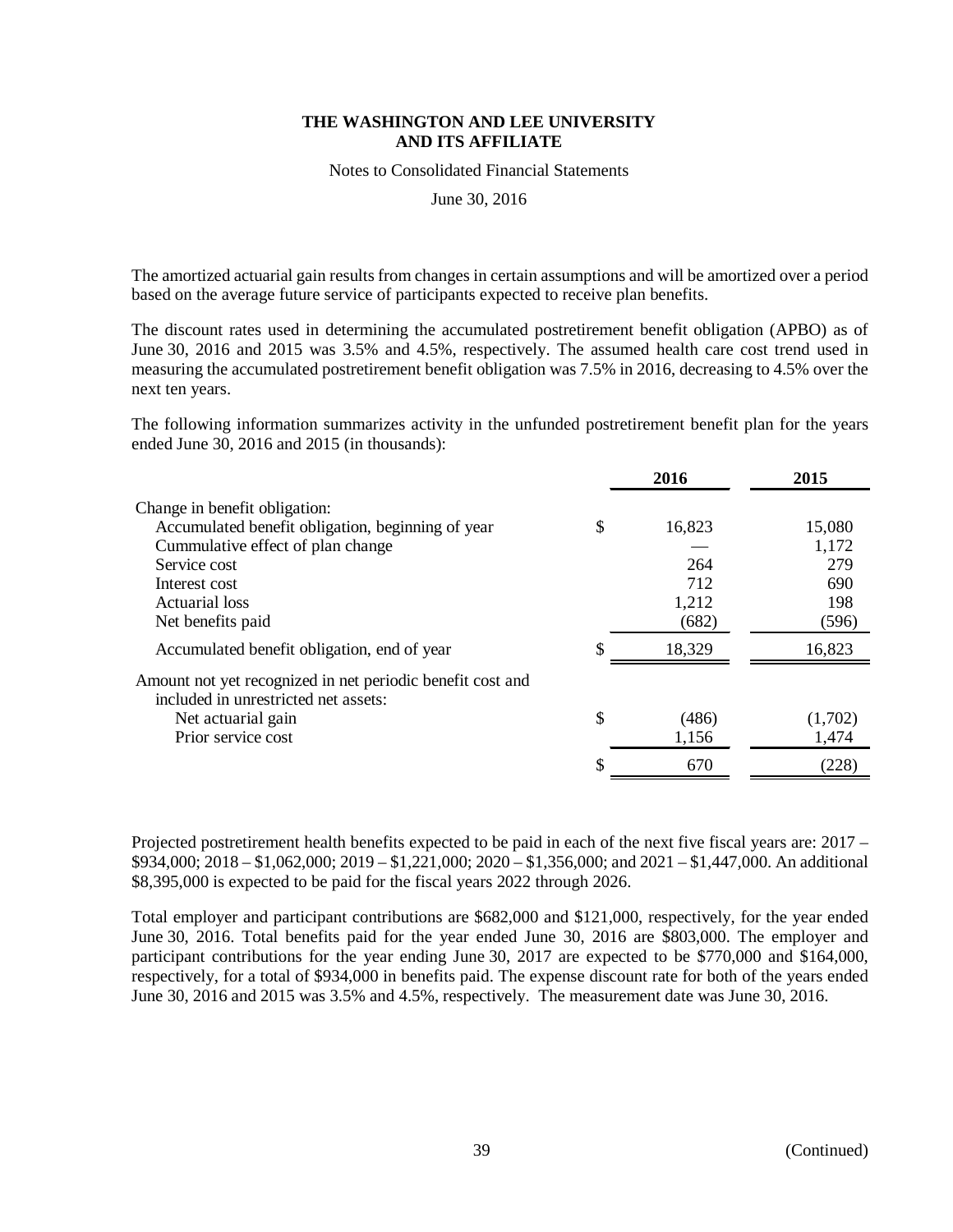The amortized actuarial gain results from changes in certain assumptions and will be amortized over a period based on the average future service of participants expected to receive plan benefits.

The discount rates used in determining the accumulated postretirement benefit obligation (APBO) as of June 30, 2016 and 2015 was 3.5% and 4.5%, respectively. The assumed health care cost trend used in measuring the accumulated postretirement benefit obligation was 7.5% in 2016, decreasing to 4.5% over the next ten years.

The following information summarizes activity in the unfunded postretirement benefit plan for the years ended June 30, 2016 and 2015 (in thousands):

| | 2016 | 2015 |
|---|---|---|
| Change in benefit obligation: | | |
| Accumulated benefit obligation, beginning of year | $ 16,823 | 15,080 |
| Cummulative effect of plan change | — | 1,172 |
| Service cost | 264 | 279 |
| Interest cost | 712 | 690 |
| Actuarial loss | 1,212 | 198 |
| Net benefits paid | (682) | (596) |
| Accumulated benefit obligation, end of year | $ 18,329 | 16,823 |
| Amount not yet recognized in net periodic benefit cost and included in unrestricted net assets: | | |
| Net actuarial gain | $ (486) | (1,702) |
| Prior service cost | 1,156 | 1,474 |
| | $ 670 | (228) |

Projected postretirement health benefits expected to be paid in each of the next five fiscal years are: 2017 – $934,000; 2018 – $1,062,000; 2019 – $1,221,000; 2020 – $1,356,000; and 2021 – $1,447,000. An additional $8,395,000 is expected to be paid for the fiscal years 2022 through 2026.

Total employer and participant contributions are $682,000 and $121,000, respectively, for the year ended June 30, 2016. Total benefits paid for the year ended June 30, 2016 are $803,000. The employer and participant contributions for the year ending June 30, 2017 are expected to be $770,000 and $164,000, respectively, for a total of $934,000 in benefits paid. The expense discount rate for both of the years ended June 30, 2016 and 2015 was 3.5% and 4.5%, respectively. The measurement date was June 30, 2016.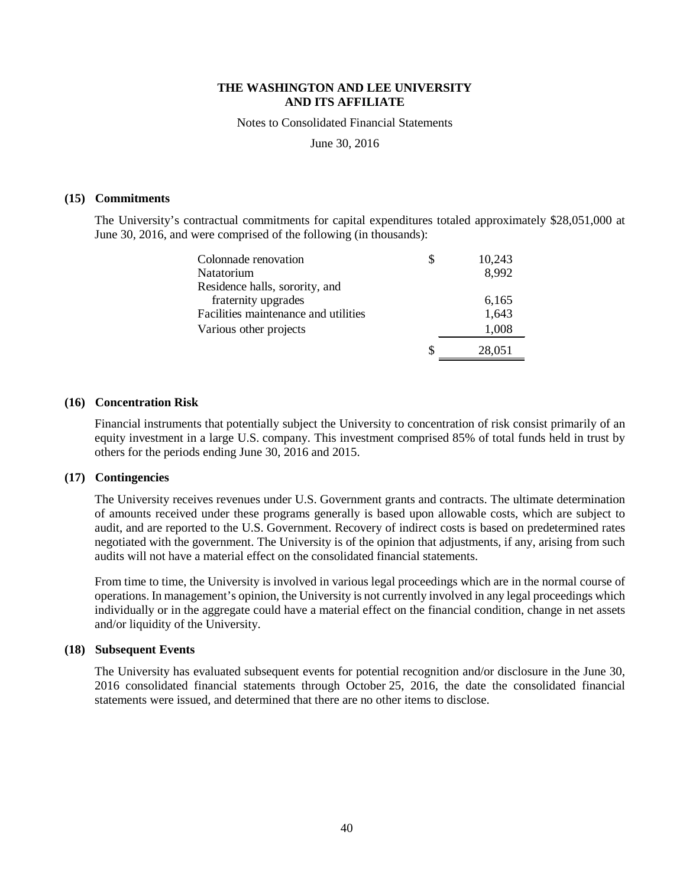**THE WASHINGTON AND LEE UNIVERSITY AND ITS AFFILIATE**

Notes to Consolidated Financial Statements

June 30, 2016

### (15) Commitments

The University's contractual commitments for capital expenditures totaled approximately $28,051,000 at June 30, 2016, and were comprised of the following (in thousands):

| | | |
|---|---|---|
| Colonnade renovation | $ | 10,243 |
| Natatorium | | 8,992 |
| Residence halls, sorority, and fraternity upgrades | | 6,165 |
| Facilities maintenance and utilities | | 1,643 |
| Various other projects | | 1,008 |
| | $ | 28,051 |

### (16) Concentration Risk

Financial instruments that potentially subject the University to concentration of risk consist primarily of an equity investment in a large U.S. company. This investment comprised 85% of total funds held in trust by others for the periods ending June 30, 2016 and 2015.

### (17) Contingencies

The University receives revenues under U.S. Government grants and contracts. The ultimate determination of amounts received under these programs generally is based upon allowable costs, which are subject to audit, and are reported to the U.S. Government. Recovery of indirect costs is based on predetermined rates negotiated with the government. The University is of the opinion that adjustments, if any, arising from such audits will not have a material effect on the consolidated financial statements.

From time to time, the University is involved in various legal proceedings which are in the normal course of operations. In management's opinion, the University is not currently involved in any legal proceedings which individually or in the aggregate could have a material effect on the financial condition, change in net assets and/or liquidity of the University.

### (18) Subsequent Events

The University has evaluated subsequent events for potential recognition and/or disclosure in the June 30, 2016 consolidated financial statements through October 25, 2016, the date the consolidated financial statements were issued, and determined that there are no other items to disclose.